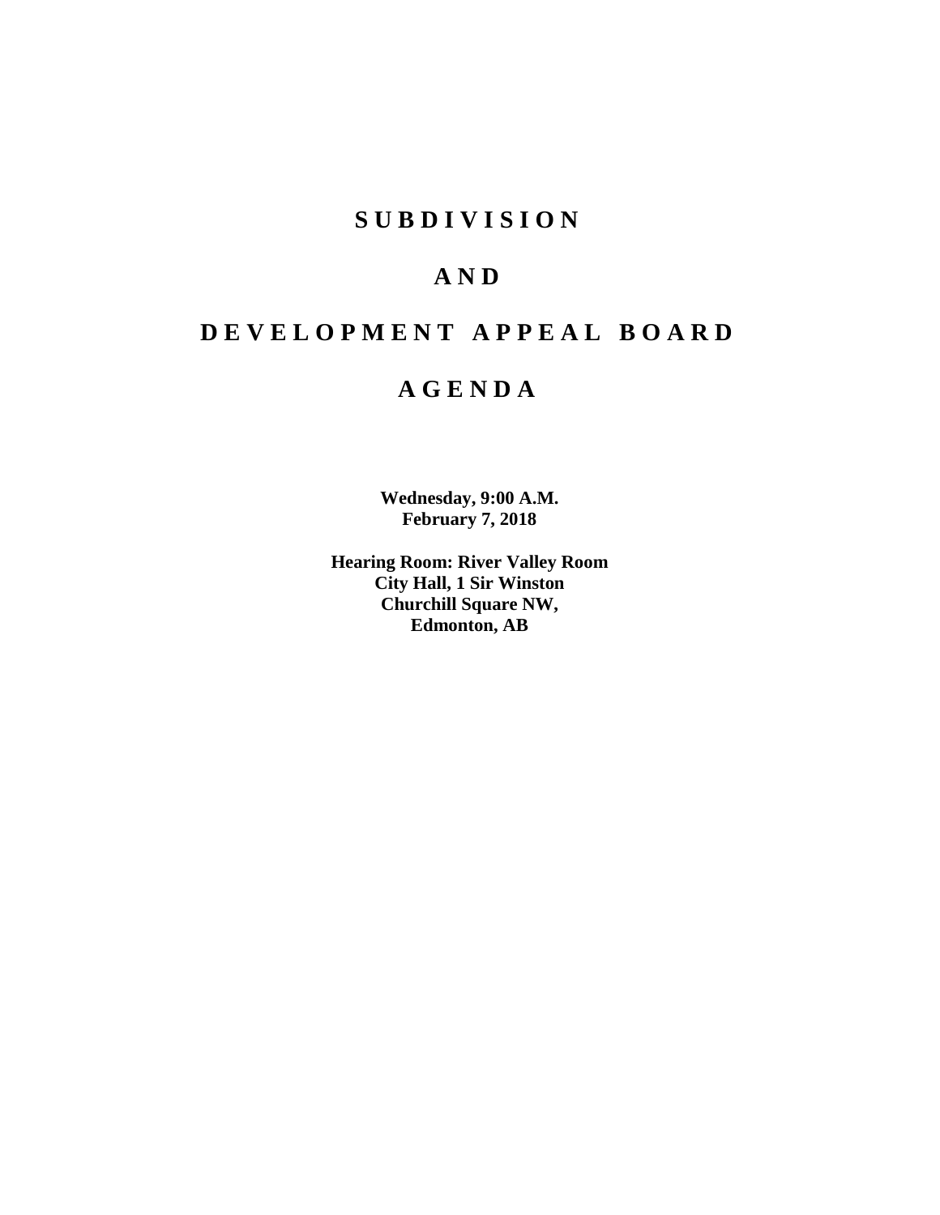# S U B D I V I S I O N

# A N D

# D E V E L O P M E N T   A P P E A L   B O A R D

# A G E N D A

**Wednesday, 9:00 A.M.**
**February 7, 2018**

**Hearing Room: River Valley Room**
**City Hall, 1 Sir Winston**
**Churchill Square NW,**
**Edmonton, AB**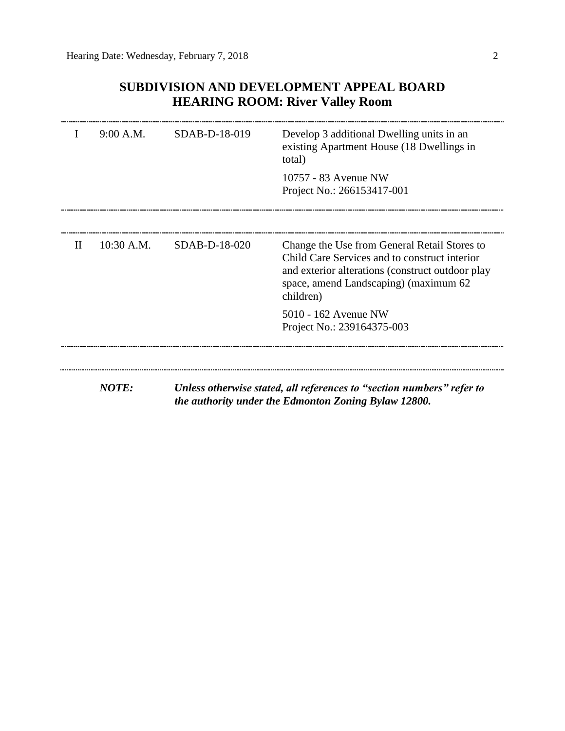## SUBDIVISION AND DEVELOPMENT APPEAL BOARD
## HEARING ROOM: River Valley Room

| | | | |
|---|---|---|---|
| I | 9:00 A.M. | SDAB-D-18-019 | Develop 3 additional Dwelling units in an existing Apartment House (18 Dwellings in total)<br><br>10757 - 83 Avenue NW<br>Project No.: 266153417-001 |
| II | 10:30 A.M. | SDAB-D-18-020 | Change the Use from General Retail Stores to Child Care Services and to construct interior and exterior alterations (construct outdoor play space, amend Landscaping) (maximum 62 children)<br><br>5010 - 162 Avenue NW<br>Project No.: 239164375-003 |

***NOTE:*** ***Unless otherwise stated, all references to "section numbers" refer to the authority under the Edmonton Zoning Bylaw 12800.***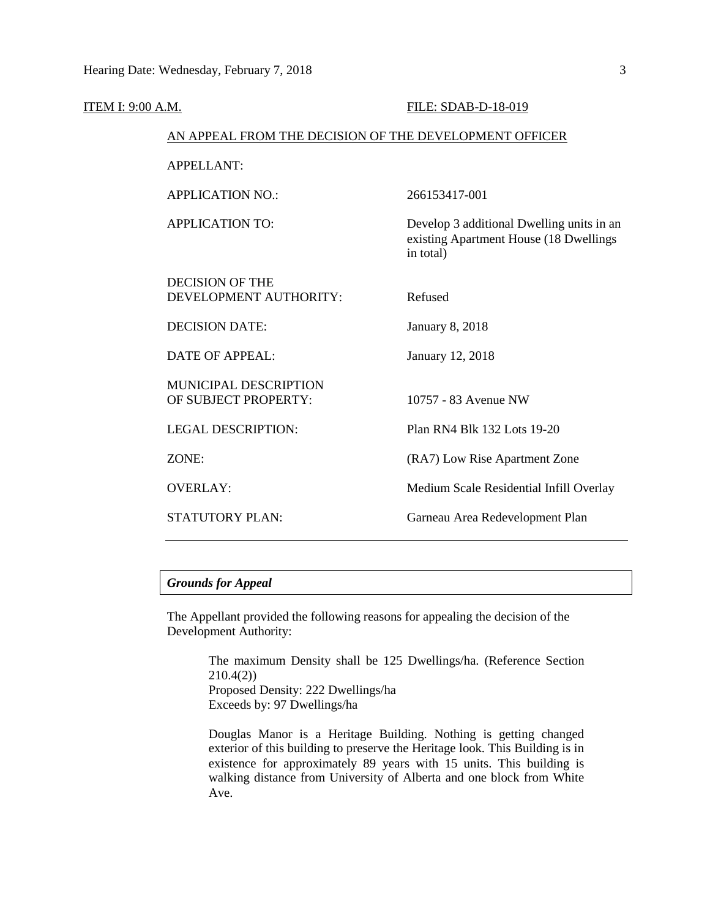ITEM I: 9:00 A.M. FILE: SDAB-D-18-019

AN APPEAL FROM THE DECISION OF THE DEVELOPMENT OFFICER

| | |
|---|---|
| APPELLANT: | |
| APPLICATION NO.: | 266153417-001 |
| APPLICATION TO: | Develop 3 additional Dwelling units in an existing Apartment House (18 Dwellings in total) |
| DECISION OF THE DEVELOPMENT AUTHORITY: | Refused |
| DECISION DATE: | January 8, 2018 |
| DATE OF APPEAL: | January 12, 2018 |
| MUNICIPAL DESCRIPTION OF SUBJECT PROPERTY: | 10757 - 83 Avenue NW |
| LEGAL DESCRIPTION: | Plan RN4 Blk 132 Lots 19-20 |
| ZONE: | (RA7) Low Rise Apartment Zone |
| OVERLAY: | Medium Scale Residential Infill Overlay |
| STATUTORY PLAN: | Garneau Area Redevelopment Plan |

---

***Grounds for Appeal***

The Appellant provided the following reasons for appealing the decision of the Development Authority:

> The maximum Density shall be 125 Dwellings/ha. (Reference Section 210.4(2))
> Proposed Density: 222 Dwellings/ha
> Exceeds by: 97 Dwellings/ha
>
> Douglas Manor is a Heritage Building. Nothing is getting changed exterior of this building to preserve the Heritage look. This Building is in existence for approximately 89 years with 15 units. This building is walking distance from University of Alberta and one block from White Ave.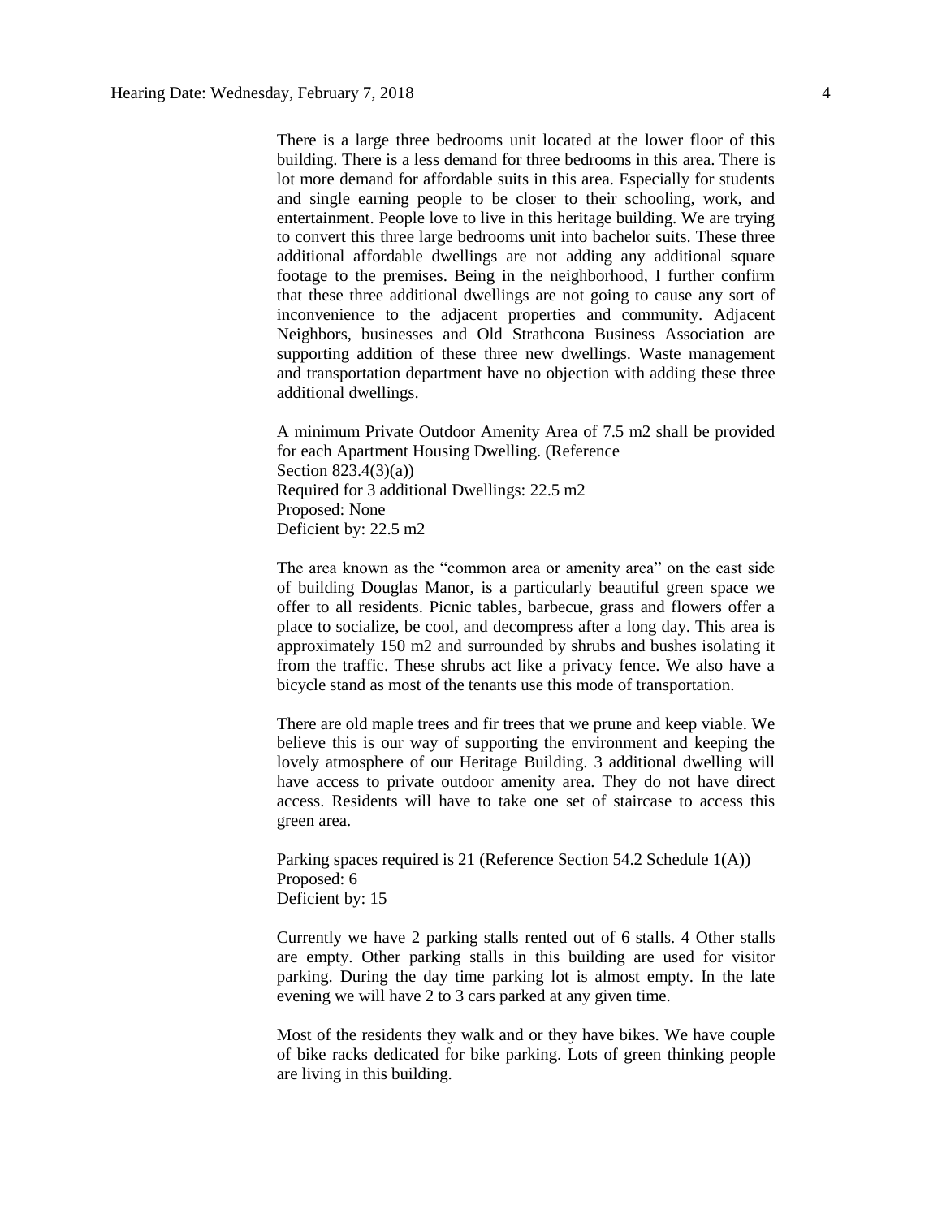There is a large three bedrooms unit located at the lower floor of this building. There is a less demand for three bedrooms in this area. There is lot more demand for affordable suits in this area. Especially for students and single earning people to be closer to their schooling, work, and entertainment. People love to live in this heritage building. We are trying to convert this three large bedrooms unit into bachelor suits. These three additional affordable dwellings are not adding any additional square footage to the premises. Being in the neighborhood, I further confirm that these three additional dwellings are not going to cause any sort of inconvenience to the adjacent properties and community. Adjacent Neighbors, businesses and Old Strathcona Business Association are supporting addition of these three new dwellings. Waste management and transportation department have no objection with adding these three additional dwellings.

A minimum Private Outdoor Amenity Area of 7.5 m2 shall be provided for each Apartment Housing Dwelling. (Reference Section 823.4(3)(a))
Required for 3 additional Dwellings: 22.5 m2
Proposed: None
Deficient by: 22.5 m2

The area known as the "common area or amenity area" on the east side of building Douglas Manor, is a particularly beautiful green space we offer to all residents. Picnic tables, barbecue, grass and flowers offer a place to socialize, be cool, and decompress after a long day. This area is approximately 150 m2 and surrounded by shrubs and bushes isolating it from the traffic. These shrubs act like a privacy fence. We also have a bicycle stand as most of the tenants use this mode of transportation.

There are old maple trees and fir trees that we prune and keep viable. We believe this is our way of supporting the environment and keeping the lovely atmosphere of our Heritage Building. 3 additional dwelling will have access to private outdoor amenity area. They do not have direct access. Residents will have to take one set of staircase to access this green area.

Parking spaces required is 21 (Reference Section 54.2 Schedule 1(A))
Proposed: 6
Deficient by: 15

Currently we have 2 parking stalls rented out of 6 stalls. 4 Other stalls are empty. Other parking stalls in this building are used for visitor parking. During the day time parking lot is almost empty. In the late evening we will have 2 to 3 cars parked at any given time.

Most of the residents they walk and or they have bikes. We have couple of bike racks dedicated for bike parking. Lots of green thinking people are living in this building.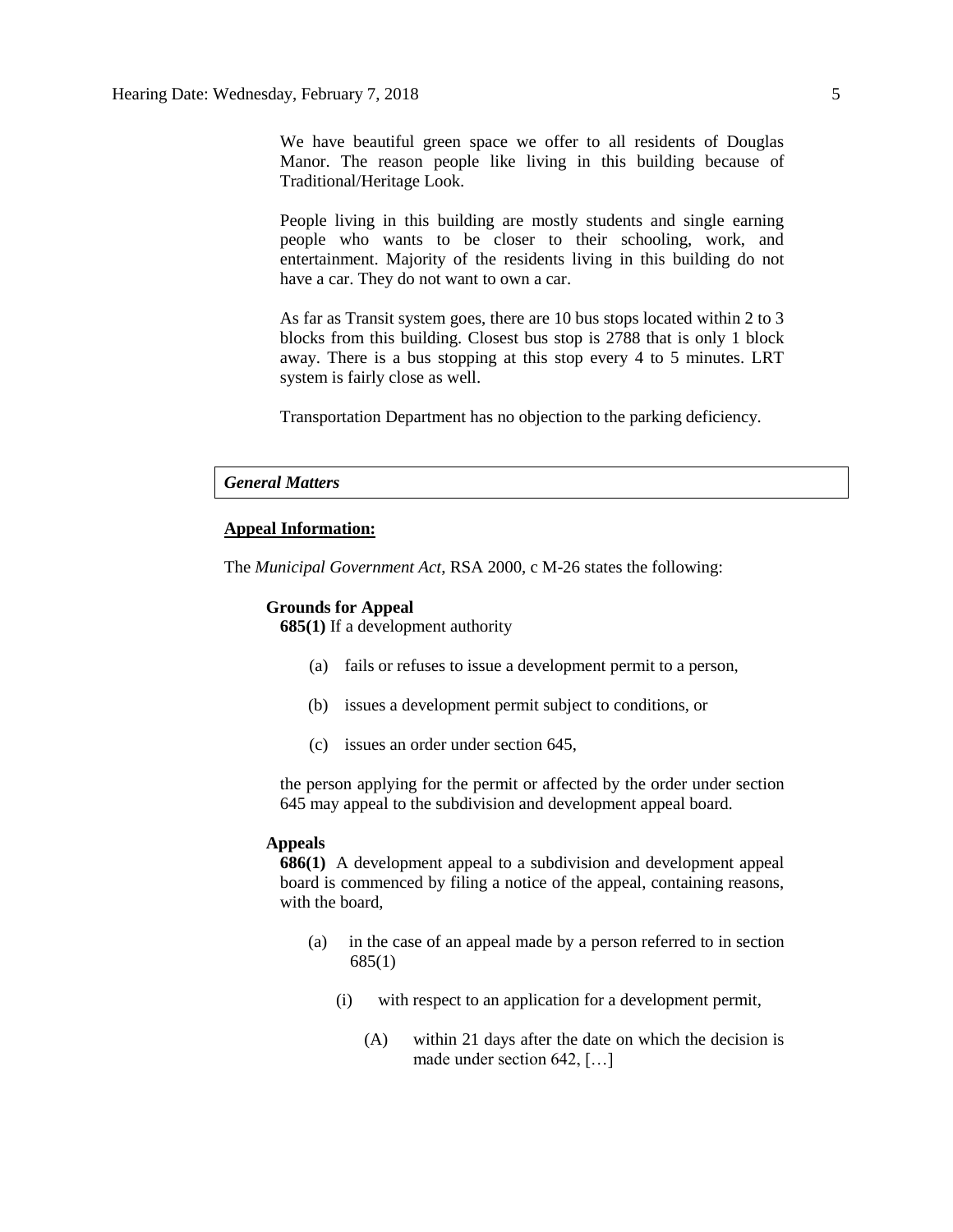We have beautiful green space we offer to all residents of Douglas Manor. The reason people like living in this building because of Traditional/Heritage Look.

People living in this building are mostly students and single earning people who wants to be closer to their schooling, work, and entertainment. Majority of the residents living in this building do not have a car. They do not want to own a car.

As far as Transit system goes, there are 10 bus stops located within 2 to 3 blocks from this building. Closest bus stop is 2788 that is only 1 block away. There is a bus stopping at this stop every 4 to 5 minutes. LRT system is fairly close as well.

Transportation Department has no objection to the parking deficiency.

### *General Matters*

**Appeal Information:**

The *Municipal Government Act*, RSA 2000, c M-26 states the following:

**Grounds for Appeal**

**685(1)** If a development authority

(a) fails or refuses to issue a development permit to a person,

(b) issues a development permit subject to conditions, or

(c) issues an order under section 645,

the person applying for the permit or affected by the order under section 645 may appeal to the subdivision and development appeal board.

**Appeals**

**686(1)** A development appeal to a subdivision and development appeal board is commenced by filing a notice of the appeal, containing reasons, with the board,

(a) in the case of an appeal made by a person referred to in section 685(1)

(i) with respect to an application for a development permit,

(A) within 21 days after the date on which the decision is made under section 642, […]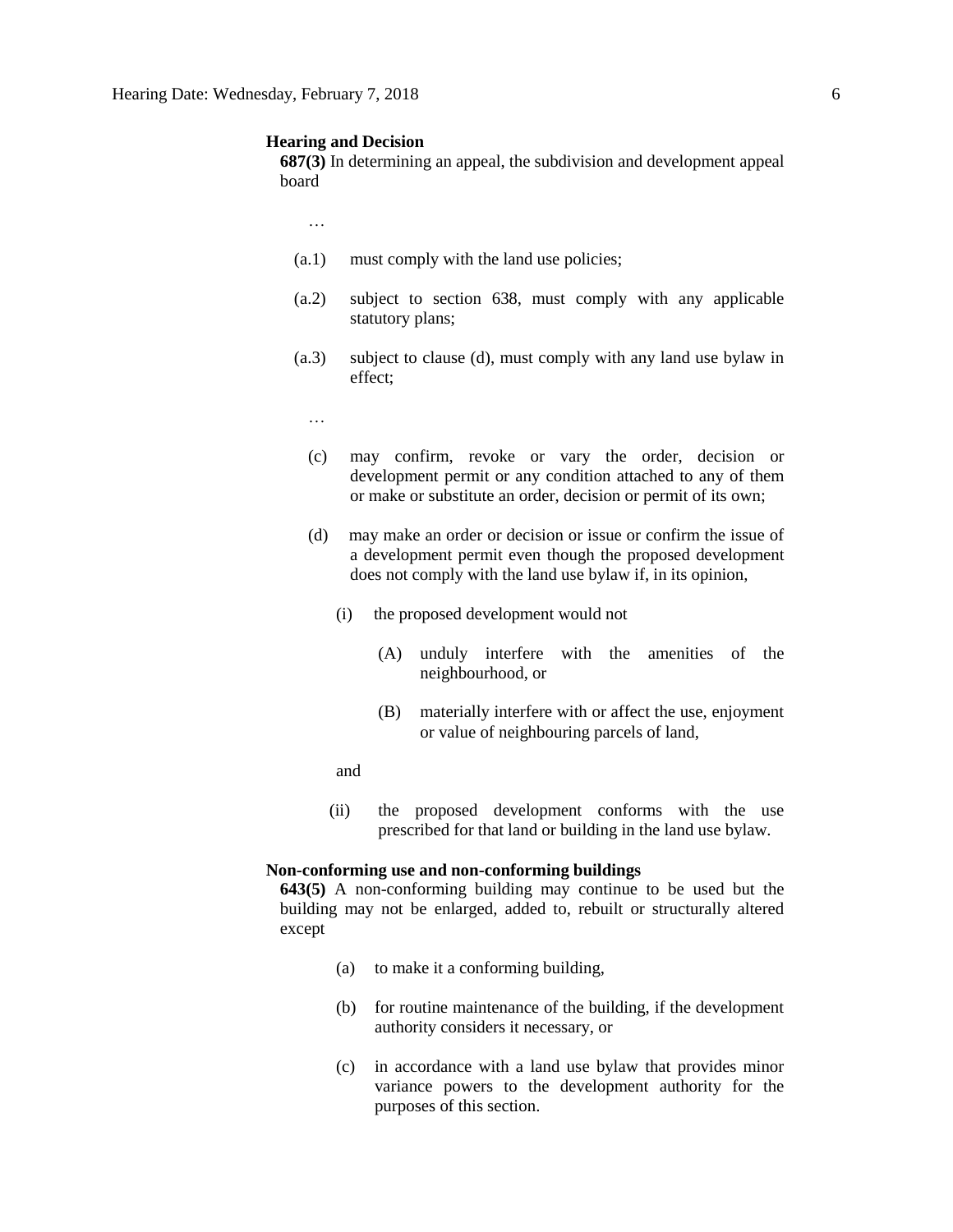### Hearing and Decision

**687(3)** In determining an appeal, the subdivision and development appeal board

…

(a.1) must comply with the land use policies;

(a.2) subject to section 638, must comply with any applicable statutory plans;

(a.3) subject to clause (d), must comply with any land use bylaw in effect;

…

(c) may confirm, revoke or vary the order, decision or development permit or any condition attached to any of them or make or substitute an order, decision or permit of its own;

(d) may make an order or decision or issue or confirm the issue of a development permit even though the proposed development does not comply with the land use bylaw if, in its opinion,

(i) the proposed development would not

(A) unduly interfere with the amenities of the neighbourhood, or

(B) materially interfere with or affect the use, enjoyment or value of neighbouring parcels of land,

and

(ii) the proposed development conforms with the use prescribed for that land or building in the land use bylaw.

### Non-conforming use and non-conforming buildings

**643(5)** A non-conforming building may continue to be used but the building may not be enlarged, added to, rebuilt or structurally altered except

(a) to make it a conforming building,

(b) for routine maintenance of the building, if the development authority considers it necessary, or

(c) in accordance with a land use bylaw that provides minor variance powers to the development authority for the purposes of this section.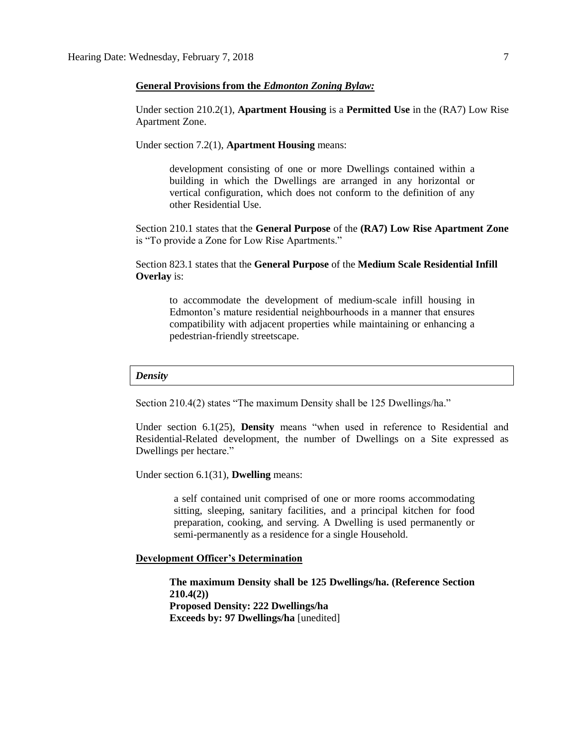**General Provisions from the *Edmonton Zoning Bylaw:***

Under section 210.2(1), **Apartment Housing** is a **Permitted Use** in the (RA7) Low Rise Apartment Zone.

Under section 7.2(1), **Apartment Housing** means:

> development consisting of one or more Dwellings contained within a building in which the Dwellings are arranged in any horizontal or vertical configuration, which does not conform to the definition of any other Residential Use.

Section 210.1 states that the **General Purpose** of the **(RA7) Low Rise Apartment Zone** is "To provide a Zone for Low Rise Apartments."

Section 823.1 states that the **General Purpose** of the **Medium Scale Residential Infill Overlay** is:

> to accommodate the development of medium-scale infill housing in Edmonton's mature residential neighbourhoods in a manner that ensures compatibility with adjacent properties while maintaining or enhancing a pedestrian-friendly streetscape.

***Density***

Section 210.4(2) states "The maximum Density shall be 125 Dwellings/ha."

Under section 6.1(25), **Density** means "when used in reference to Residential and Residential-Related development, the number of Dwellings on a Site expressed as Dwellings per hectare."

Under section 6.1(31), **Dwelling** means:

> a self contained unit comprised of one or more rooms accommodating sitting, sleeping, sanitary facilities, and a principal kitchen for food preparation, cooking, and serving. A Dwelling is used permanently or semi-permanently as a residence for a single Household.

**Development Officer's Determination**

> **The maximum Density shall be 125 Dwellings/ha. (Reference Section 210.4(2))**
> **Proposed Density: 222 Dwellings/ha**
> **Exceeds by: 97 Dwellings/ha** [unedited]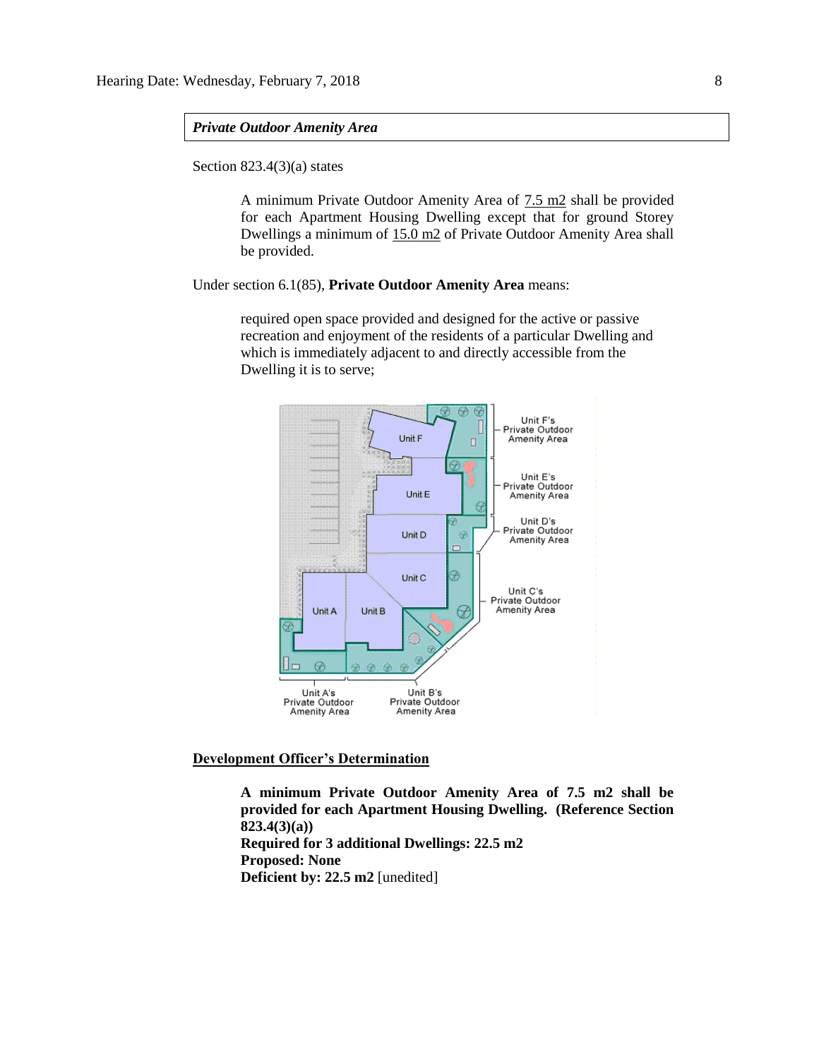***Private Outdoor Amenity Area***

Section 823.4(3)(a) states

> A minimum Private Outdoor Amenity Area of 7.5 m2 shall be provided for each Apartment Housing Dwelling except that for ground Storey Dwellings a minimum of 15.0 m2 of Private Outdoor Amenity Area shall be provided.

Under section 6.1(85), **Private Outdoor Amenity Area** means:

> required open space provided and designed for the active or passive recreation and enjoyment of the residents of a particular Dwelling and which is immediately adjacent to and directly accessible from the Dwelling it is to serve;

**Development Officer's Determination**

> **A minimum Private Outdoor Amenity Area of 7.5 m2 shall be provided for each Apartment Housing Dwelling. (Reference Section 823.4(3)(a))**
> **Required for 3 additional Dwellings: 22.5 m2**
> **Proposed: None**
> **Deficient by: 22.5 m2** [unedited]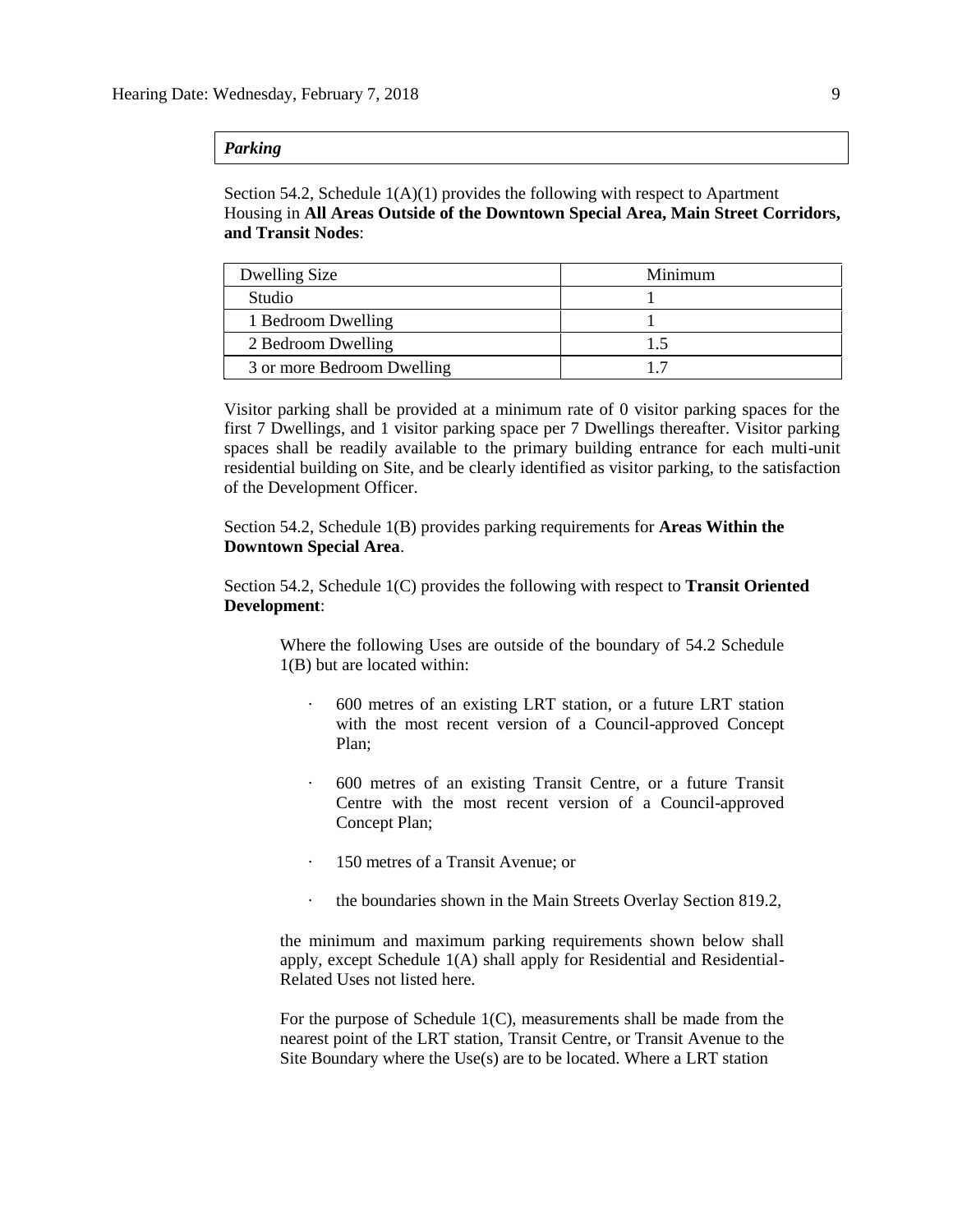***Parking***

Section 54.2, Schedule 1(A)(1) provides the following with respect to Apartment Housing in **All Areas Outside of the Downtown Special Area, Main Street Corridors, and Transit Nodes**:

| Dwelling Size | Minimum |
|---|---|
| Studio | 1 |
| 1 Bedroom Dwelling | 1 |
| 2 Bedroom Dwelling | 1.5 |
| 3 or more Bedroom Dwelling | 1.7 |

Visitor parking shall be provided at a minimum rate of 0 visitor parking spaces for the first 7 Dwellings, and 1 visitor parking space per 7 Dwellings thereafter. Visitor parking spaces shall be readily available to the primary building entrance for each multi-unit residential building on Site, and be clearly identified as visitor parking, to the satisfaction of the Development Officer.

Section 54.2, Schedule 1(B) provides parking requirements for **Areas Within the Downtown Special Area**.

Section 54.2, Schedule 1(C) provides the following with respect to **Transit Oriented Development**:

> Where the following Uses are outside of the boundary of 54.2 Schedule 1(B) but are located within:
>
> - 600 metres of an existing LRT station, or a future LRT station with the most recent version of a Council-approved Concept Plan;
> - 600 metres of an existing Transit Centre, or a future Transit Centre with the most recent version of a Council-approved Concept Plan;
> - 150 metres of a Transit Avenue; or
> - the boundaries shown in the Main Streets Overlay Section 819.2,
>
> the minimum and maximum parking requirements shown below shall apply, except Schedule 1(A) shall apply for Residential and Residential-Related Uses not listed here.
>
> For the purpose of Schedule 1(C), measurements shall be made from the nearest point of the LRT station, Transit Centre, or Transit Avenue to the Site Boundary where the Use(s) are to be located. Where a LRT station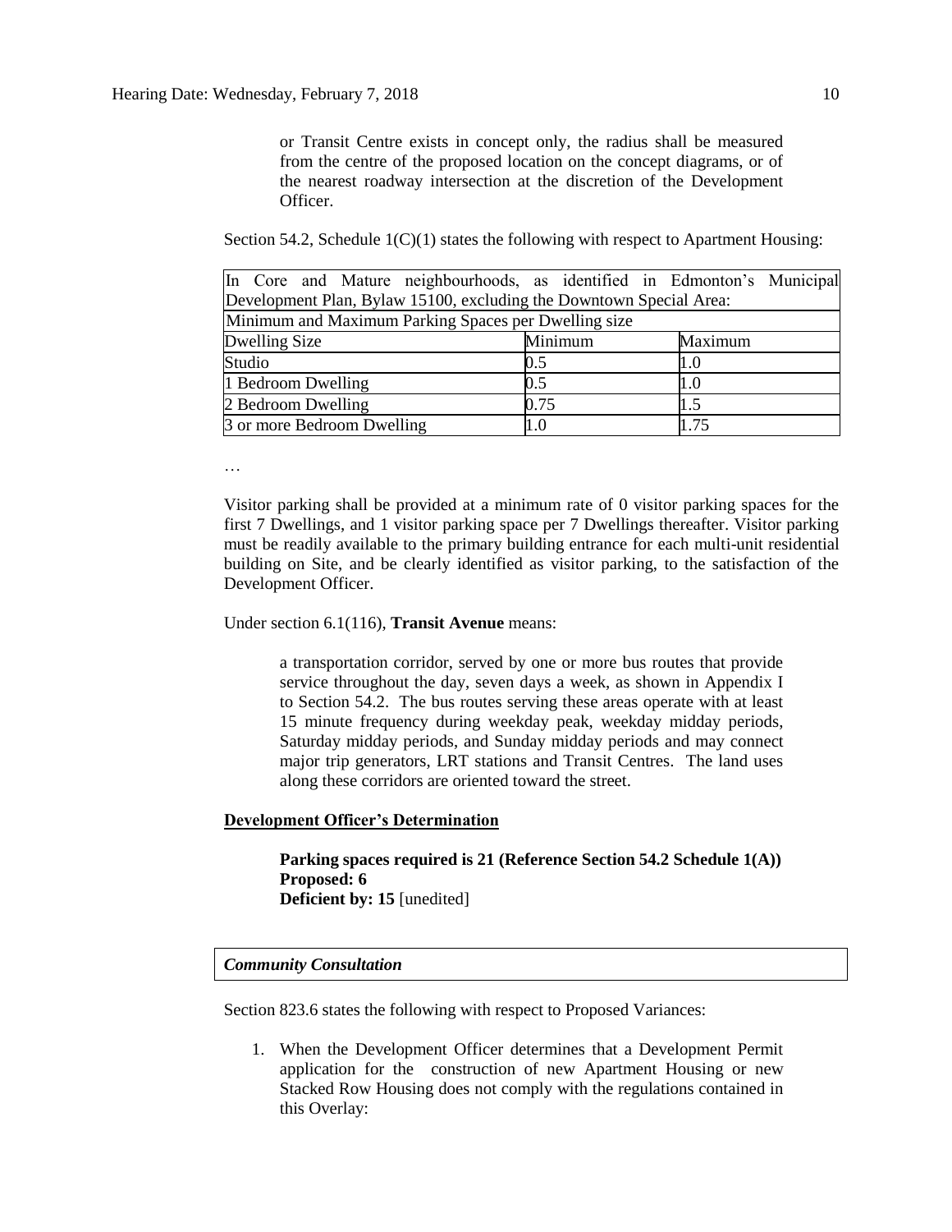or Transit Centre exists in concept only, the radius shall be measured from the centre of the proposed location on the concept diagrams, or of the nearest roadway intersection at the discretion of the Development Officer.

Section 54.2, Schedule 1(C)(1) states the following with respect to Apartment Housing:

| In Core and Mature neighbourhoods, as identified in Edmonton's Municipal Development Plan, Bylaw 15100, excluding the Downtown Special Area: | | |
|---|---|---|
| Minimum and Maximum Parking Spaces per Dwelling size | | |
| Dwelling Size | Minimum | Maximum |
| Studio | 0.5 | 1.0 |
| 1 Bedroom Dwelling | 0.5 | 1.0 |
| 2 Bedroom Dwelling | 0.75 | 1.5 |
| 3 or more Bedroom Dwelling | 1.0 | 1.75 |

…

Visitor parking shall be provided at a minimum rate of 0 visitor parking spaces for the first 7 Dwellings, and 1 visitor parking space per 7 Dwellings thereafter. Visitor parking must be readily available to the primary building entrance for each multi-unit residential building on Site, and be clearly identified as visitor parking, to the satisfaction of the Development Officer.

Under section 6.1(116), **Transit Avenue** means:

> a transportation corridor, served by one or more bus routes that provide service throughout the day, seven days a week, as shown in Appendix I to Section 54.2. The bus routes serving these areas operate with at least 15 minute frequency during weekday peak, weekday midday periods, Saturday midday periods, and Sunday midday periods and may connect major trip generators, LRT stations and Transit Centres. The land uses along these corridors are oriented toward the street.

**Development Officer's Determination**

> **Parking spaces required is 21 (Reference Section 54.2 Schedule 1(A))**
> **Proposed: 6**
> **Deficient by: 15** [unedited]

***Community Consultation***

Section 823.6 states the following with respect to Proposed Variances:

1. When the Development Officer determines that a Development Permit application for the construction of new Apartment Housing or new Stacked Row Housing does not comply with the regulations contained in this Overlay: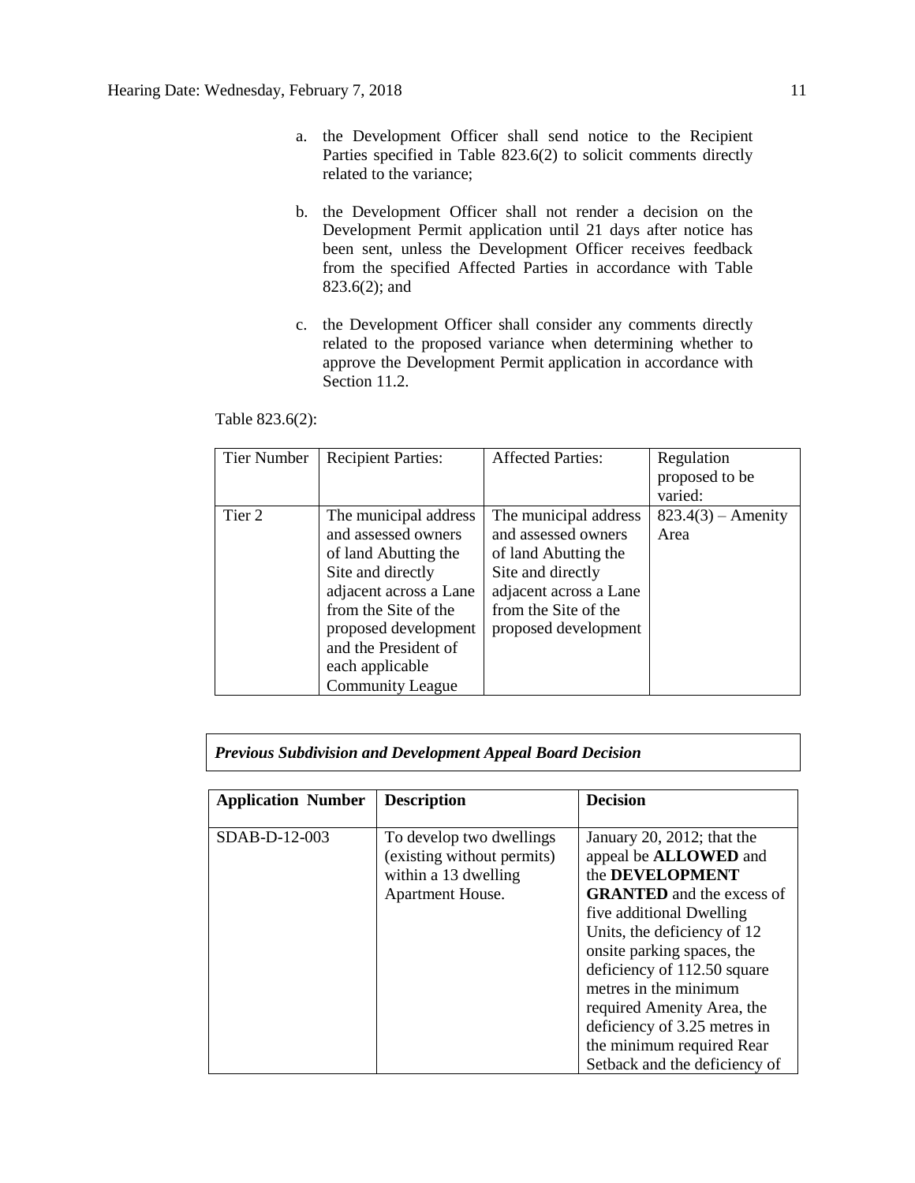a. the Development Officer shall send notice to the Recipient Parties specified in Table 823.6(2) to solicit comments directly related to the variance;

b. the Development Officer shall not render a decision on the Development Permit application until 21 days after notice has been sent, unless the Development Officer receives feedback from the specified Affected Parties in accordance with Table 823.6(2); and

c. the Development Officer shall consider any comments directly related to the proposed variance when determining whether to approve the Development Permit application in accordance with Section 11.2.

Table 823.6(2):

| Tier Number | Recipient Parties: | Affected Parties: | Regulation proposed to be varied: |
|---|---|---|---|
| Tier 2 | The municipal address and assessed owners of land Abutting the Site and directly adjacent across a Lane from the Site of the proposed development and the President of each applicable Community League | The municipal address and assessed owners of land Abutting the Site and directly adjacent across a Lane from the Site of the proposed development | 823.4(3) – Amenity Area |

***Previous Subdivision and Development Appeal Board Decision***

| **Application Number** | **Description** | **Decision** |
|---|---|---|
| SDAB-D-12-003 | To develop two dwellings (existing without permits) within a 13 dwelling Apartment House. | January 20, 2012; that the appeal be **ALLOWED** and the **DEVELOPMENT GRANTED** and the excess of five additional Dwelling Units, the deficiency of 12 onsite parking spaces, the deficiency of 112.50 square metres in the minimum required Amenity Area, the deficiency of 3.25 metres in the minimum required Rear Setback and the deficiency of |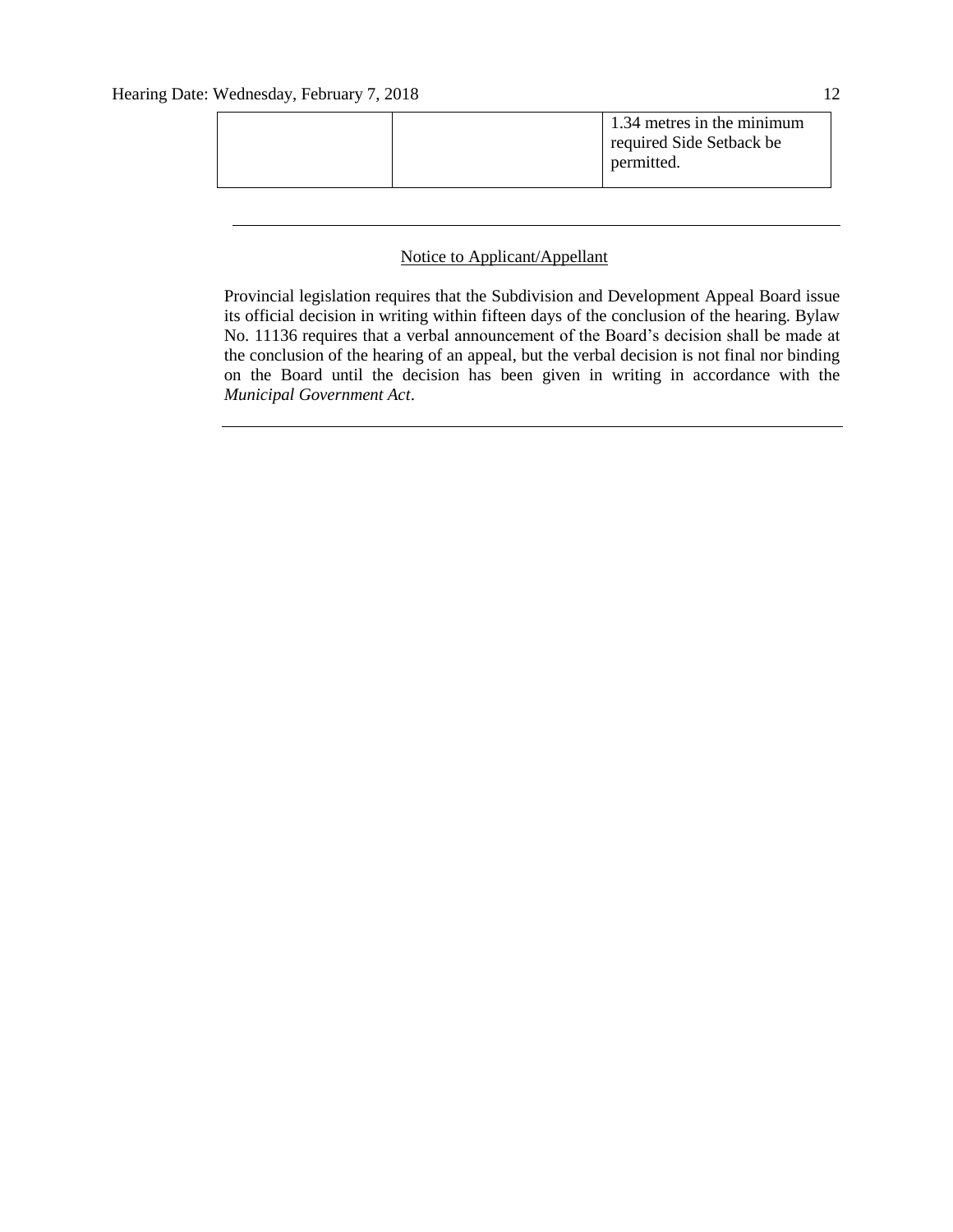| | | |
|---|---|---|
| | | 1.34 metres in the minimum required Side Setback be permitted. |

---

Notice to Applicant/Appellant

Provincial legislation requires that the Subdivision and Development Appeal Board issue its official decision in writing within fifteen days of the conclusion of the hearing. Bylaw No. 11136 requires that a verbal announcement of the Board's decision shall be made at the conclusion of the hearing of an appeal, but the verbal decision is not final nor binding on the Board until the decision has been given in writing in accordance with the *Municipal Government Act*.

---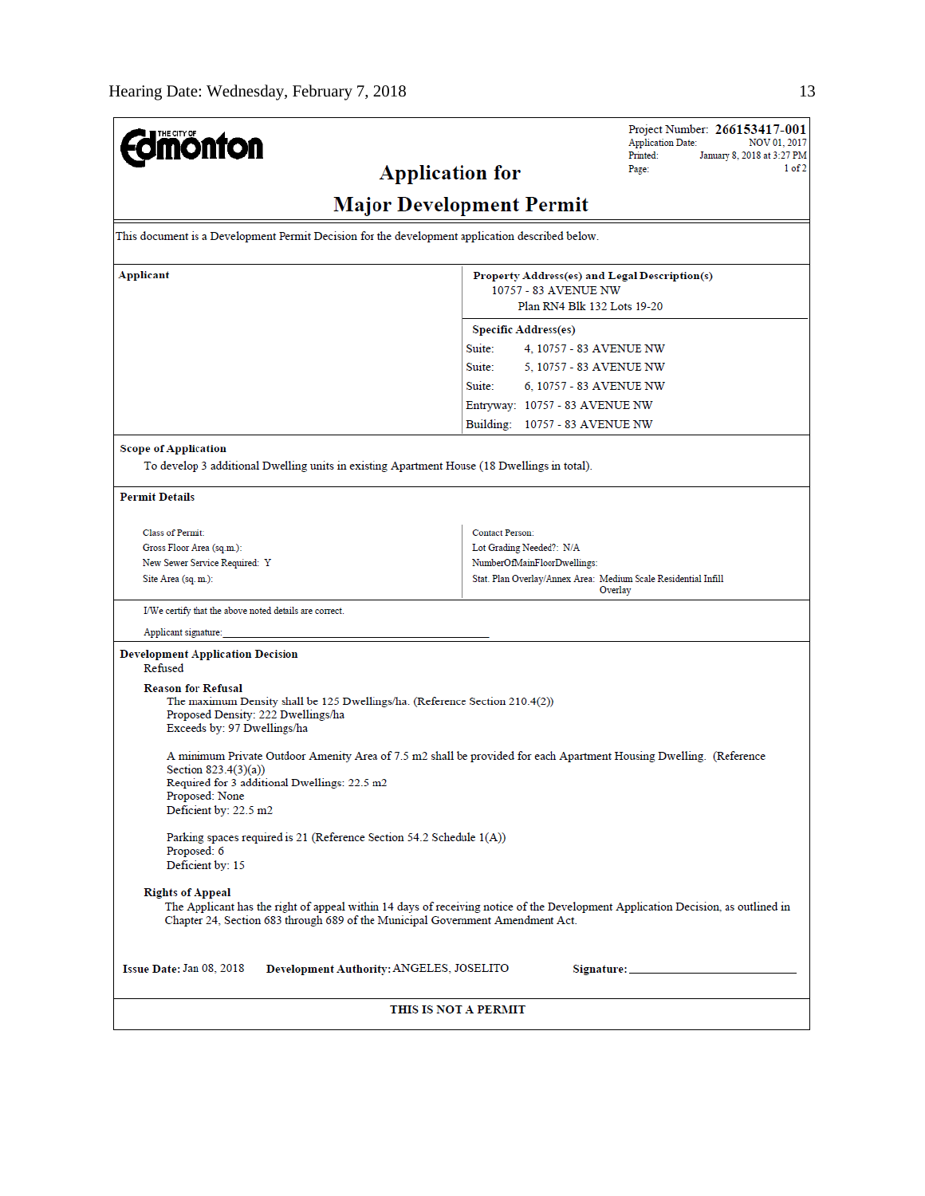**THE CITY OF Edmonton**

Project Number: **266153417-001**
Application Date: NOV 01, 2017
Printed: January 8, 2018 at 3:27 PM
Page: 1 of 2

# Application for Major Development Permit

This document is a Development Permit Decision for the development application described below.

| Applicant | Property Address(es) and Legal Description(s) |
|---|---|
| | 10757 - 83 AVENUE NW<br>Plan RN4 Blk 132 Lots 19-20 |

**Specific Address(es)**

| | |
|---|---|
| Suite: | 4, 10757 - 83 AVENUE NW |
| Suite: | 5, 10757 - 83 AVENUE NW |
| Suite: | 6, 10757 - 83 AVENUE NW |
| Entryway: | 10757 - 83 AVENUE NW |
| Building: | 10757 - 83 AVENUE NW |

**Scope of Application**

To develop 3 additional Dwelling units in existing Apartment House (18 Dwellings in total).

**Permit Details**

| | |
|---|---|
| Class of Permit: | Contact Person: |
| Gross Floor Area (sq.m.): | Lot Grading Needed?: N/A |
| New Sewer Service Required: Y | NumberOfMainFloorDwellings: |
| Site Area (sq. m.): | Stat. Plan Overlay/Annex Area: Medium Scale Residential Infill Overlay |

I/We certify that the above noted details are correct.

Applicant signature: ______________________________

**Development Application Decision**

Refused

**Reason for Refusal**

The maximum Density shall be 125 Dwellings/ha. (Reference Section 210.4(2))
Proposed Density: 222 Dwellings/ha
Exceeds by: 97 Dwellings/ha

A minimum Private Outdoor Amenity Area of 7.5 m2 shall be provided for each Apartment Housing Dwelling. (Reference Section 823.4(3)(a))
Required for 3 additional Dwellings: 22.5 m2
Proposed: None
Deficient by: 22.5 m2

Parking spaces required is 21 (Reference Section 54.2 Schedule 1(A))
Proposed: 6
Deficient by: 15

**Rights of Appeal**

The Applicant has the right of appeal within 14 days of receiving notice of the Development Application Decision, as outlined in Chapter 24, Section 683 through 689 of the Municipal Government Amendment Act.

**Issue Date:** Jan 08, 2018 **Development Authority:** ANGELES, JOSELITO **Signature:** ______________________

**THIS IS NOT A PERMIT**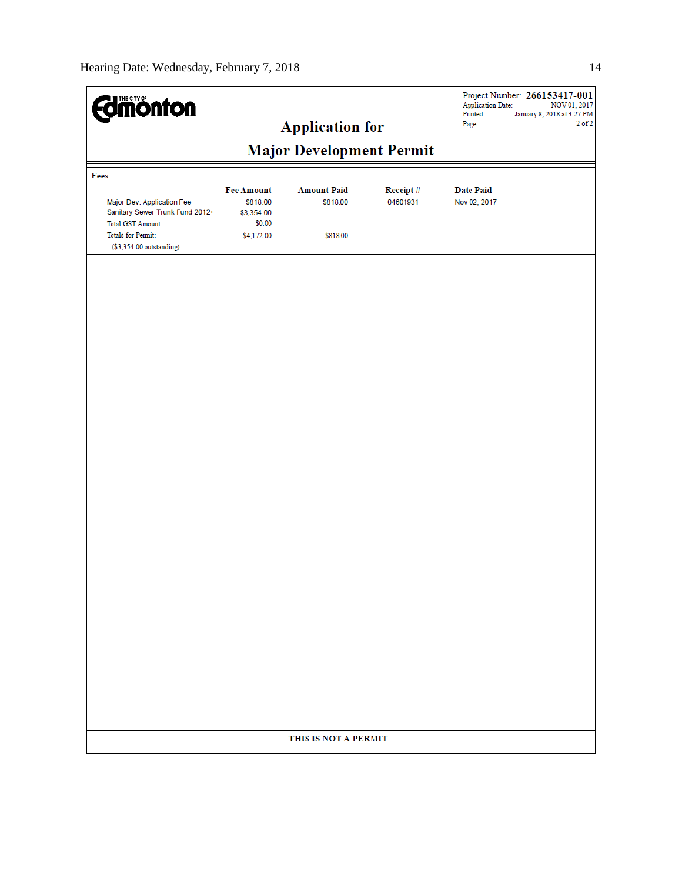THE CITY OF Edmonton

Project Number: **266153417-001**
Application Date: NOV 01, 2017
Printed: January 8, 2018 at 3:27 PM
Page: 2 of 2

# Application for

# Major Development Permit

**Fees**

| | Fee Amount | Amount Paid | Receipt # | Date Paid |
|---|---|---|---|---|
| Major Dev. Application Fee | $818.00 | $818.00 | 04601931 | Nov 02, 2017 |
| Sanitary Sewer Trunk Fund 2012+ | $3,354.00 | | | |
| Total GST Amount: | $0.00 | | | |
| Totals for Permit: | $4,172.00 | $818.00 | | |
| ($3,354.00 outstanding) | | | | |

**THIS IS NOT A PERMIT**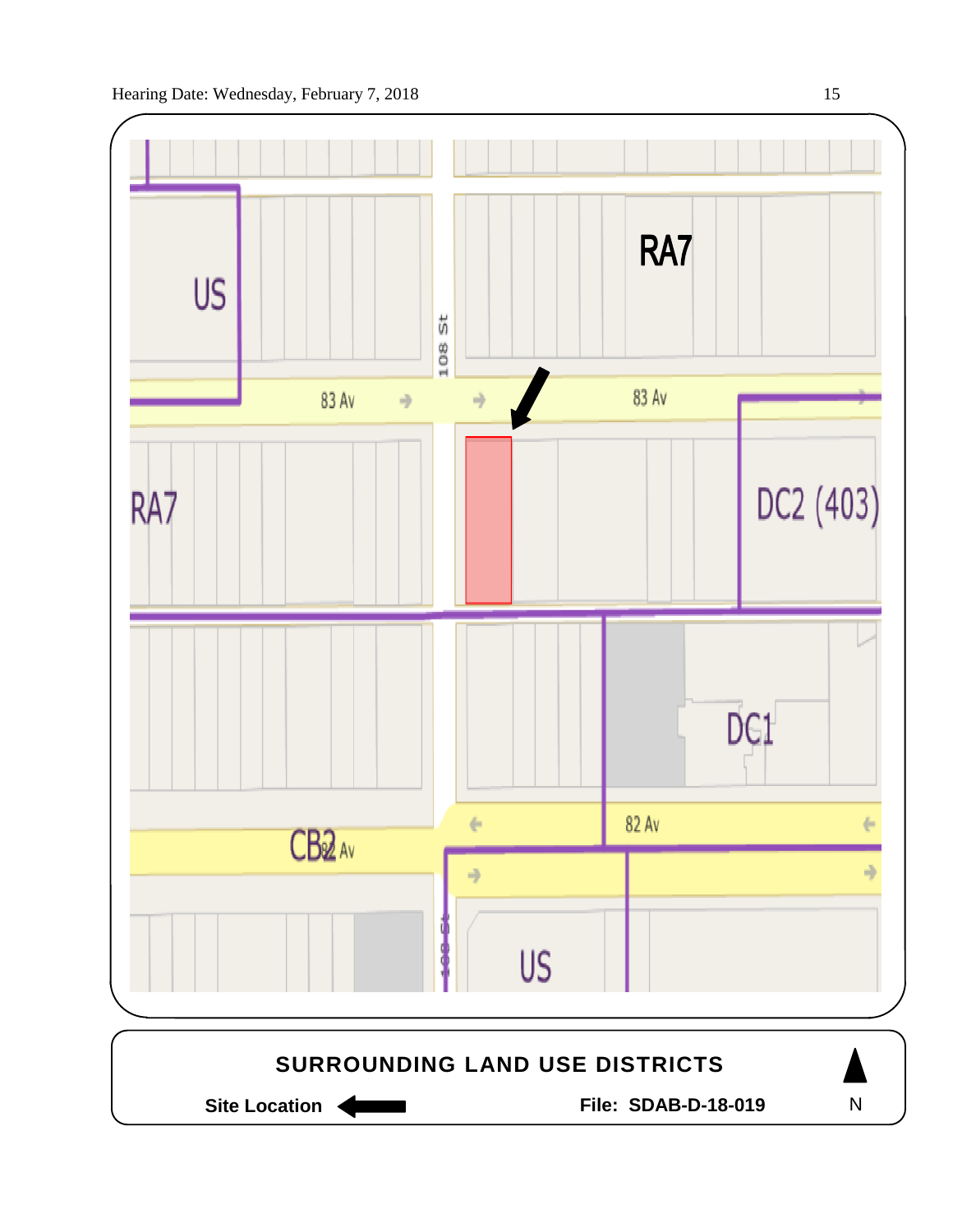US

RA7

108 St

83 Av

83 Av

RA7

DC2 (403)

DC1

CB2

82 Av

82 Av

108 St

US

**SURROUNDING LAND USE DISTRICTS**

**Site Location** ←

**File: SDAB-D-18-019**

N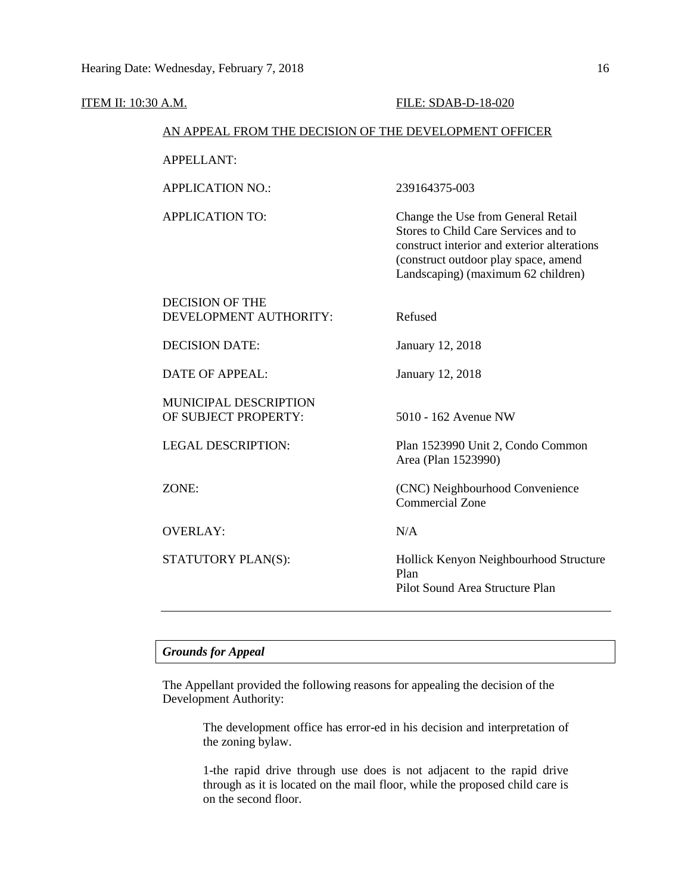ITEM II: 10:30 A.M. FILE: SDAB-D-18-020

AN APPEAL FROM THE DECISION OF THE DEVELOPMENT OFFICER

| | |
|---|---|
| APPELLANT: | |
| APPLICATION NO.: | 239164375-003 |
| APPLICATION TO: | Change the Use from General Retail Stores to Child Care Services and to construct interior and exterior alterations (construct outdoor play space, amend Landscaping) (maximum 62 children) |
| DECISION OF THE DEVELOPMENT AUTHORITY: | Refused |
| DECISION DATE: | January 12, 2018 |
| DATE OF APPEAL: | January 12, 2018 |
| MUNICIPAL DESCRIPTION OF SUBJECT PROPERTY: | 5010 - 162 Avenue NW |
| LEGAL DESCRIPTION: | Plan 1523990 Unit 2, Condo Common Area (Plan 1523990) |
| ZONE: | (CNC) Neighbourhood Convenience Commercial Zone |
| OVERLAY: | N/A |
| STATUTORY PLAN(S): | Hollick Kenyon Neighbourhood Structure Plan<br>Pilot Sound Area Structure Plan |

---

***Grounds for Appeal***

The Appellant provided the following reasons for appealing the decision of the Development Authority:

> The development office has error-ed in his decision and interpretation of the zoning bylaw.
>
> 1-the rapid drive through use does is not adjacent to the rapid drive through as it is located on the mail floor, while the proposed child care is on the second floor.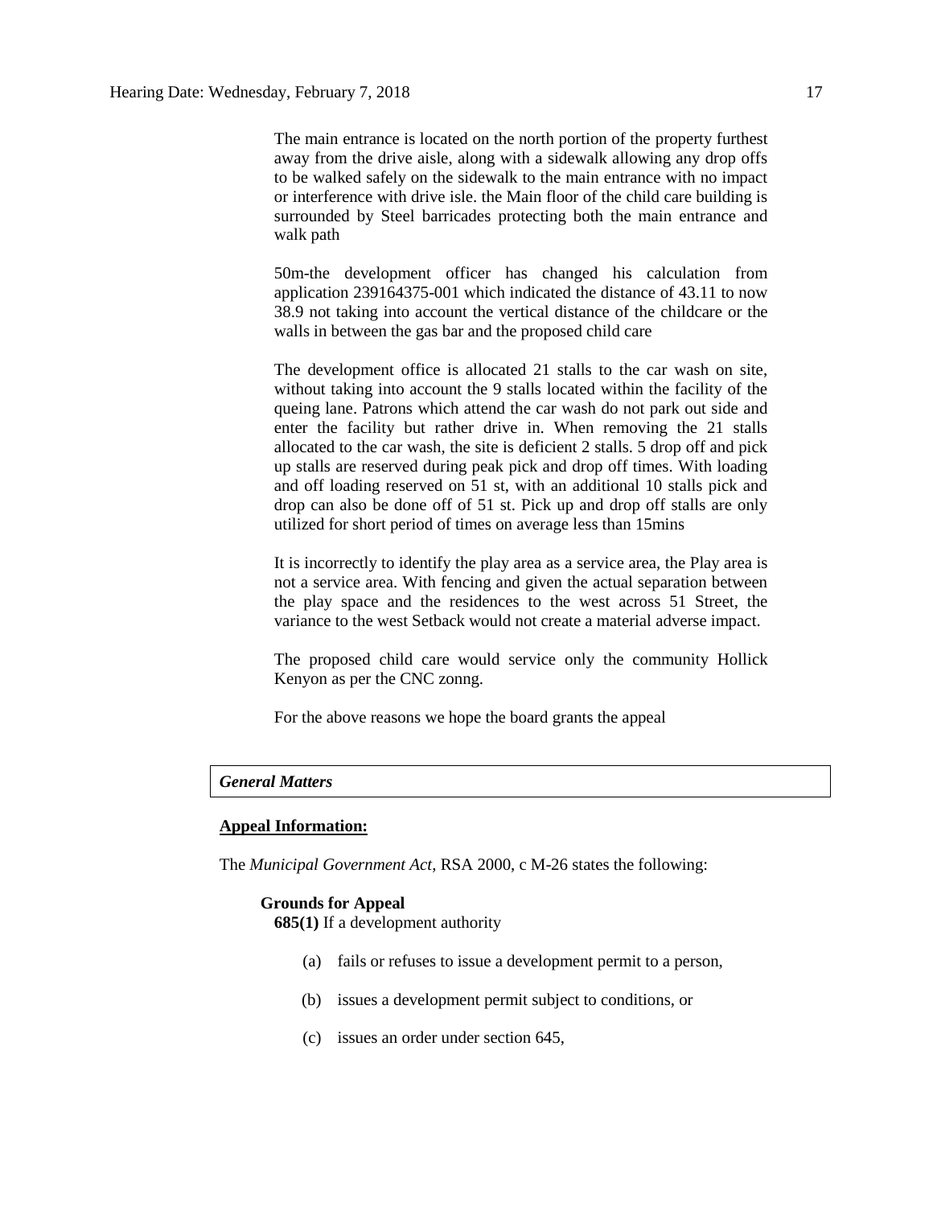The main entrance is located on the north portion of the property furthest away from the drive aisle, along with a sidewalk allowing any drop offs to be walked safely on the sidewalk to the main entrance with no impact or interference with drive isle. the Main floor of the child care building is surrounded by Steel barricades protecting both the main entrance and walk path

50m-the development officer has changed his calculation from application 239164375-001 which indicated the distance of 43.11 to now 38.9 not taking into account the vertical distance of the childcare or the walls in between the gas bar and the proposed child care

The development office is allocated 21 stalls to the car wash on site, without taking into account the 9 stalls located within the facility of the queing lane. Patrons which attend the car wash do not park out side and enter the facility but rather drive in. When removing the 21 stalls allocated to the car wash, the site is deficient 2 stalls. 5 drop off and pick up stalls are reserved during peak pick and drop off times. With loading and off loading reserved on 51 st, with an additional 10 stalls pick and drop can also be done off of 51 st. Pick up and drop off stalls are only utilized for short period of times on average less than 15mins

It is incorrectly to identify the play area as a service area, the Play area is not a service area. With fencing and given the actual separation between the play space and the residences to the west across 51 Street, the variance to the west Setback would not create a material adverse impact.

The proposed child care would service only the community Hollick Kenyon as per the CNC zonng.

For the above reasons we hope the board grants the appeal

***General Matters***

**Appeal Information:**

The *Municipal Government Act*, RSA 2000, c M-26 states the following:

**Grounds for Appeal**

**685(1)** If a development authority

(a) fails or refuses to issue a development permit to a person,

(b) issues a development permit subject to conditions, or

(c) issues an order under section 645,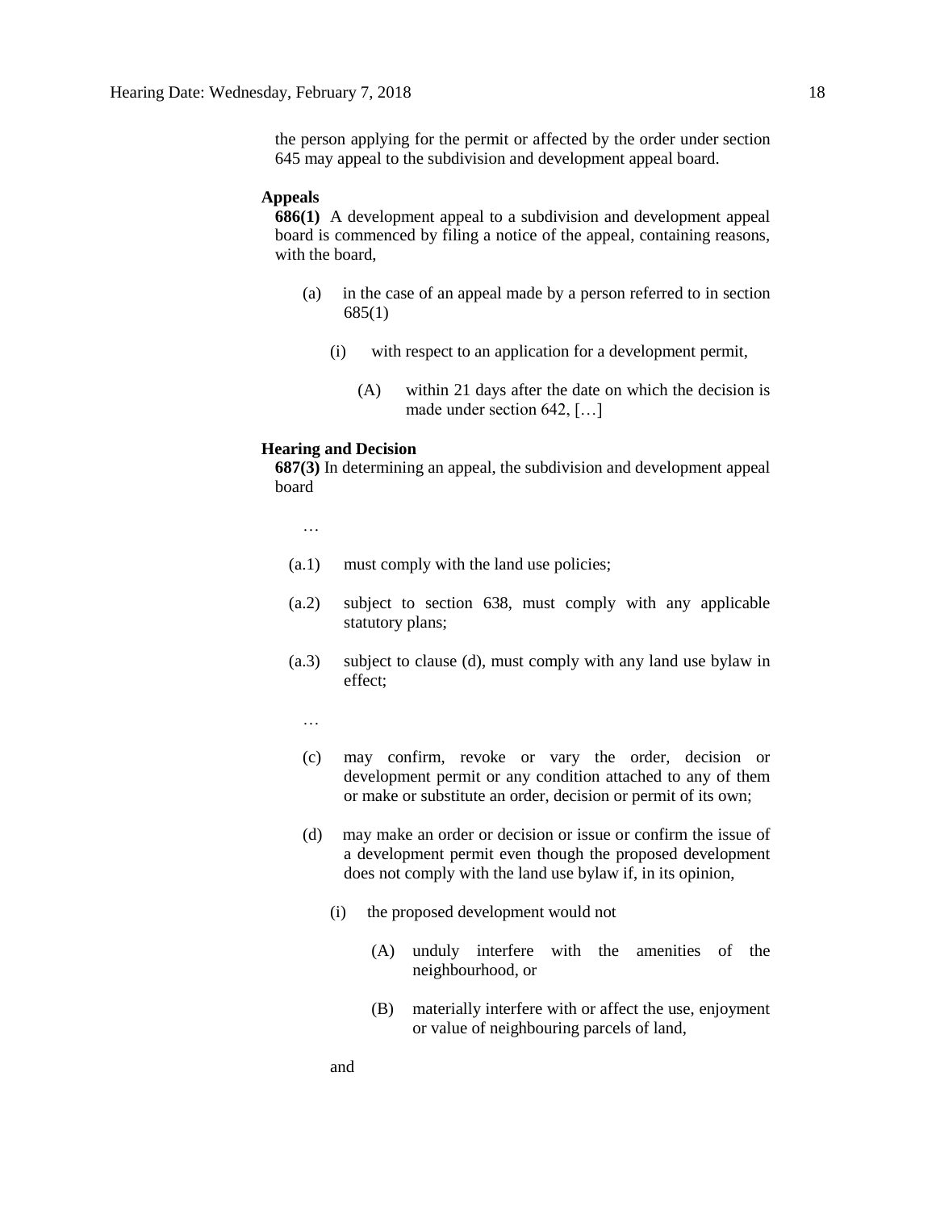the person applying for the permit or affected by the order under section 645 may appeal to the subdivision and development appeal board.

**Appeals**

**686(1)** A development appeal to a subdivision and development appeal board is commenced by filing a notice of the appeal, containing reasons, with the board,

(a) in the case of an appeal made by a person referred to in section 685(1)

(i) with respect to an application for a development permit,

(A) within 21 days after the date on which the decision is made under section 642, […]

**Hearing and Decision**

**687(3)** In determining an appeal, the subdivision and development appeal board

…

(a.1) must comply with the land use policies;

(a.2) subject to section 638, must comply with any applicable statutory plans;

(a.3) subject to clause (d), must comply with any land use bylaw in effect;

…

(c) may confirm, revoke or vary the order, decision or development permit or any condition attached to any of them or make or substitute an order, decision or permit of its own;

(d) may make an order or decision or issue or confirm the issue of a development permit even though the proposed development does not comply with the land use bylaw if, in its opinion,

(i) the proposed development would not

(A) unduly interfere with the amenities of the neighbourhood, or

(B) materially interfere with or affect the use, enjoyment or value of neighbouring parcels of land,

and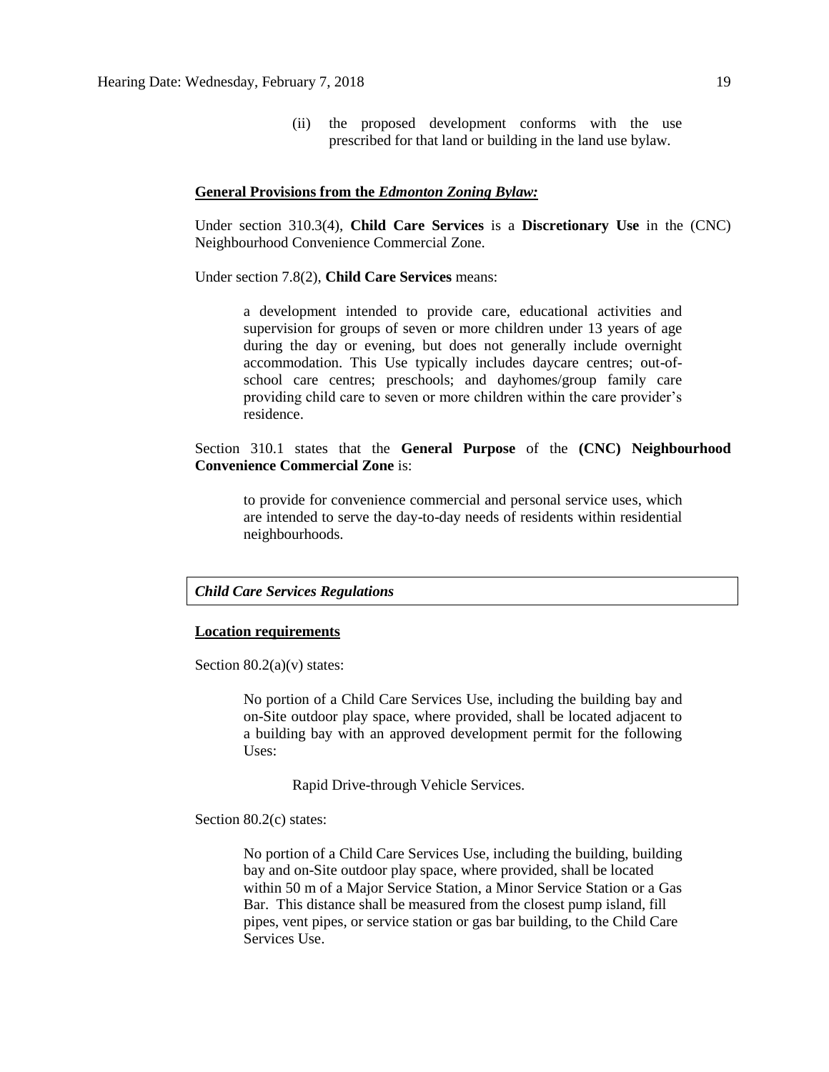(ii) the proposed development conforms with the use prescribed for that land or building in the land use bylaw.

**General Provisions from the *Edmonton Zoning Bylaw:***

Under section 310.3(4), **Child Care Services** is a **Discretionary Use** in the (CNC) Neighbourhood Convenience Commercial Zone.

Under section 7.8(2), **Child Care Services** means:

> a development intended to provide care, educational activities and supervision for groups of seven or more children under 13 years of age during the day or evening, but does not generally include overnight accommodation. This Use typically includes daycare centres; out-of-school care centres; preschools; and dayhomes/group family care providing child care to seven or more children within the care provider's residence.

Section 310.1 states that the **General Purpose** of the **(CNC) Neighbourhood Convenience Commercial Zone** is:

> to provide for convenience commercial and personal service uses, which are intended to serve the day-to-day needs of residents within residential neighbourhoods.

***Child Care Services Regulations***

**Location requirements**

Section 80.2(a)(v) states:

> No portion of a Child Care Services Use, including the building bay and on-Site outdoor play space, where provided, shall be located adjacent to a building bay with an approved development permit for the following Uses:
>
> Rapid Drive-through Vehicle Services.

Section 80.2(c) states:

> No portion of a Child Care Services Use, including the building, building bay and on-Site outdoor play space, where provided, shall be located within 50 m of a Major Service Station, a Minor Service Station or a Gas Bar. This distance shall be measured from the closest pump island, fill pipes, vent pipes, or service station or gas bar building, to the Child Care Services Use.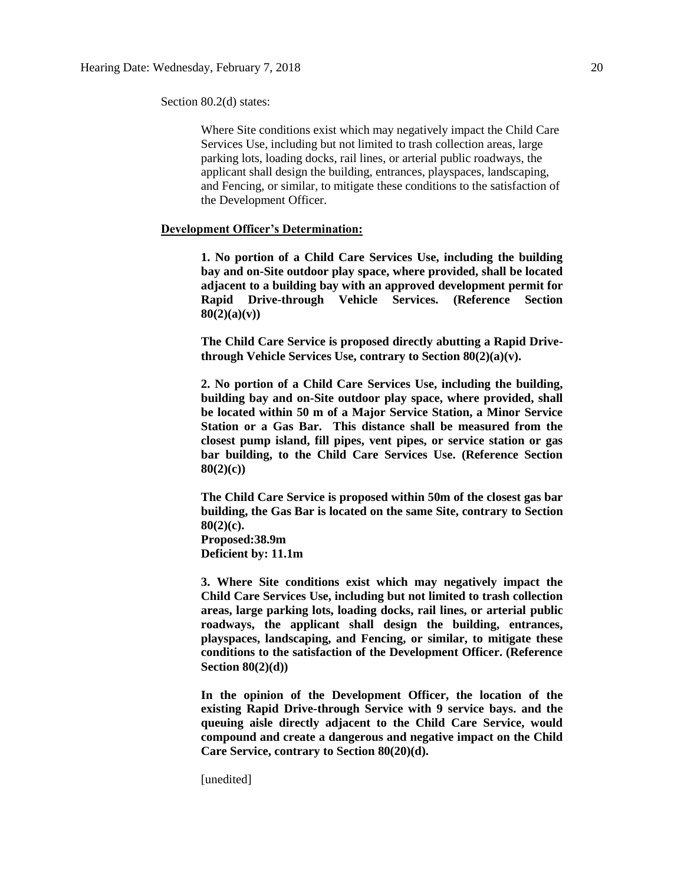Section 80.2(d) states:

> Where Site conditions exist which may negatively impact the Child Care Services Use, including but not limited to trash collection areas, large parking lots, loading docks, rail lines, or arterial public roadways, the applicant shall design the building, entrances, playspaces, landscaping, and Fencing, or similar, to mitigate these conditions to the satisfaction of the Development Officer.

**Development Officer's Determination:**

> **1. No portion of a Child Care Services Use, including the building bay and on-Site outdoor play space, where provided, shall be located adjacent to a building bay with an approved development permit for Rapid Drive-through Vehicle Services. (Reference Section 80(2)(a)(v))**
>
> **The Child Care Service is proposed directly abutting a Rapid Drive-through Vehicle Services Use, contrary to Section 80(2)(a)(v).**
>
> **2. No portion of a Child Care Services Use, including the building, building bay and on-Site outdoor play space, where provided, shall be located within 50 m of a Major Service Station, a Minor Service Station or a Gas Bar. This distance shall be measured from the closest pump island, fill pipes, vent pipes, or service station or gas bar building, to the Child Care Services Use. (Reference Section 80(2)(c))**
>
> **The Child Care Service is proposed within 50m of the closest gas bar building, the Gas Bar is located on the same Site, contrary to Section 80(2)(c).**
> **Proposed:38.9m**
> **Deficient by: 11.1m**
>
> **3. Where Site conditions exist which may negatively impact the Child Care Services Use, including but not limited to trash collection areas, large parking lots, loading docks, rail lines, or arterial public roadways, the applicant shall design the building, entrances, playspaces, landscaping, and Fencing, or similar, to mitigate these conditions to the satisfaction of the Development Officer. (Reference Section 80(2)(d))**
>
> **In the opinion of the Development Officer, the location of the existing Rapid Drive-through Service with 9 service bays. and the queuing aisle directly adjacent to the Child Care Service, would compound and create a dangerous and negative impact on the Child Care Service, contrary to Section 80(20)(d).**
>
> [unedited]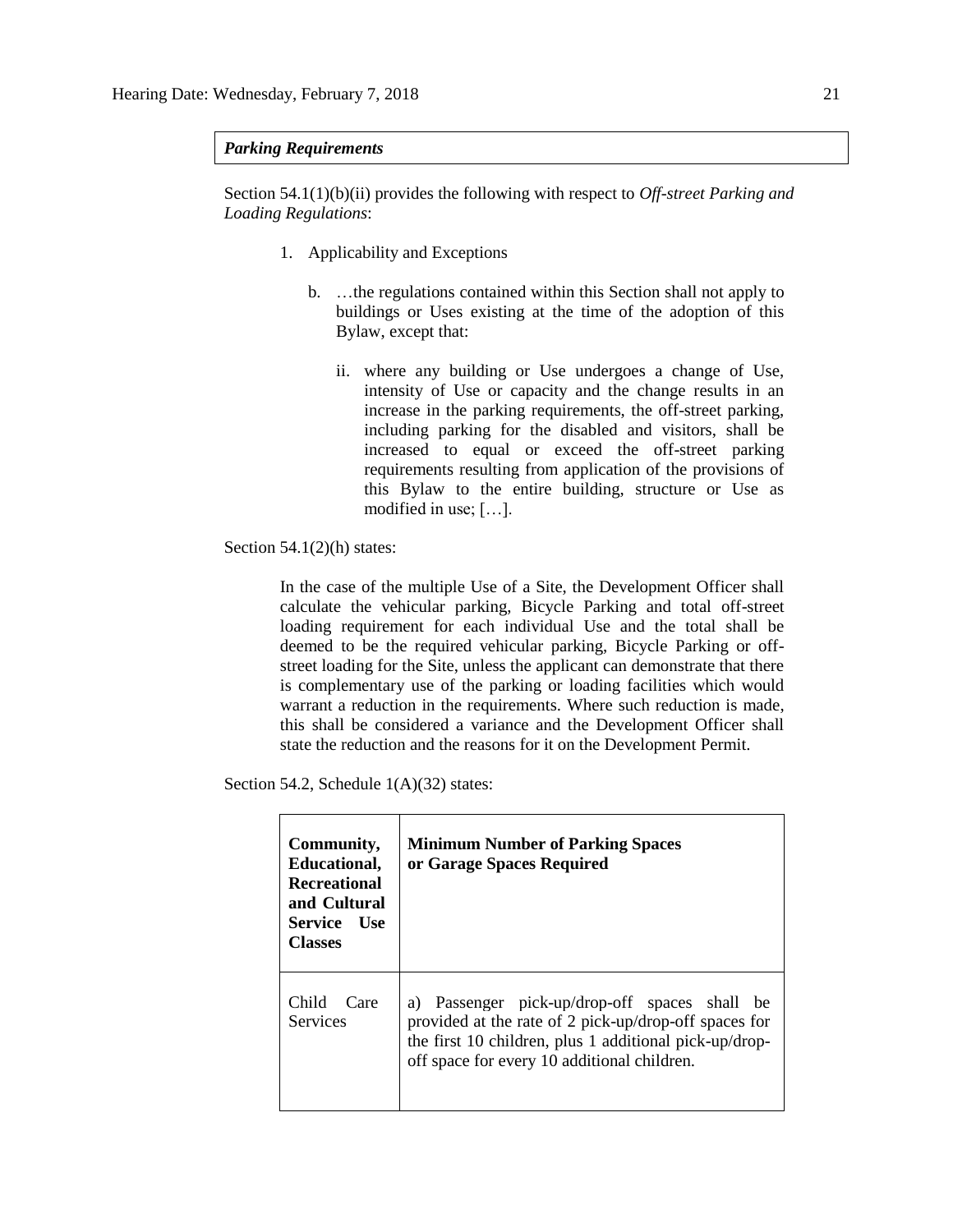***Parking Requirements***

Section 54.1(1)(b)(ii) provides the following with respect to *Off-street Parking and Loading Regulations*:

1. Applicability and Exceptions

   b. …the regulations contained within this Section shall not apply to buildings or Uses existing at the time of the adoption of this Bylaw, except that:

      ii. where any building or Use undergoes a change of Use, intensity of Use or capacity and the change results in an increase in the parking requirements, the off-street parking, including parking for the disabled and visitors, shall be increased to equal or exceed the off-street parking requirements resulting from application of the provisions of this Bylaw to the entire building, structure or Use as modified in use; […].

Section 54.1(2)(h) states:

> In the case of the multiple Use of a Site, the Development Officer shall calculate the vehicular parking, Bicycle Parking and total off-street loading requirement for each individual Use and the total shall be deemed to be the required vehicular parking, Bicycle Parking or off-street loading for the Site, unless the applicant can demonstrate that there is complementary use of the parking or loading facilities which would warrant a reduction in the requirements. Where such reduction is made, this shall be considered a variance and the Development Officer shall state the reduction and the reasons for it on the Development Permit.

Section 54.2, Schedule 1(A)(32) states:

| **Community, Educational, Recreational and Cultural Service Use Classes** | **Minimum Number of Parking Spaces or Garage Spaces Required** |
|---|---|
| Child Care Services | a) Passenger pick-up/drop-off spaces shall be provided at the rate of 2 pick-up/drop-off spaces for the first 10 children, plus 1 additional pick-up/drop-off space for every 10 additional children. |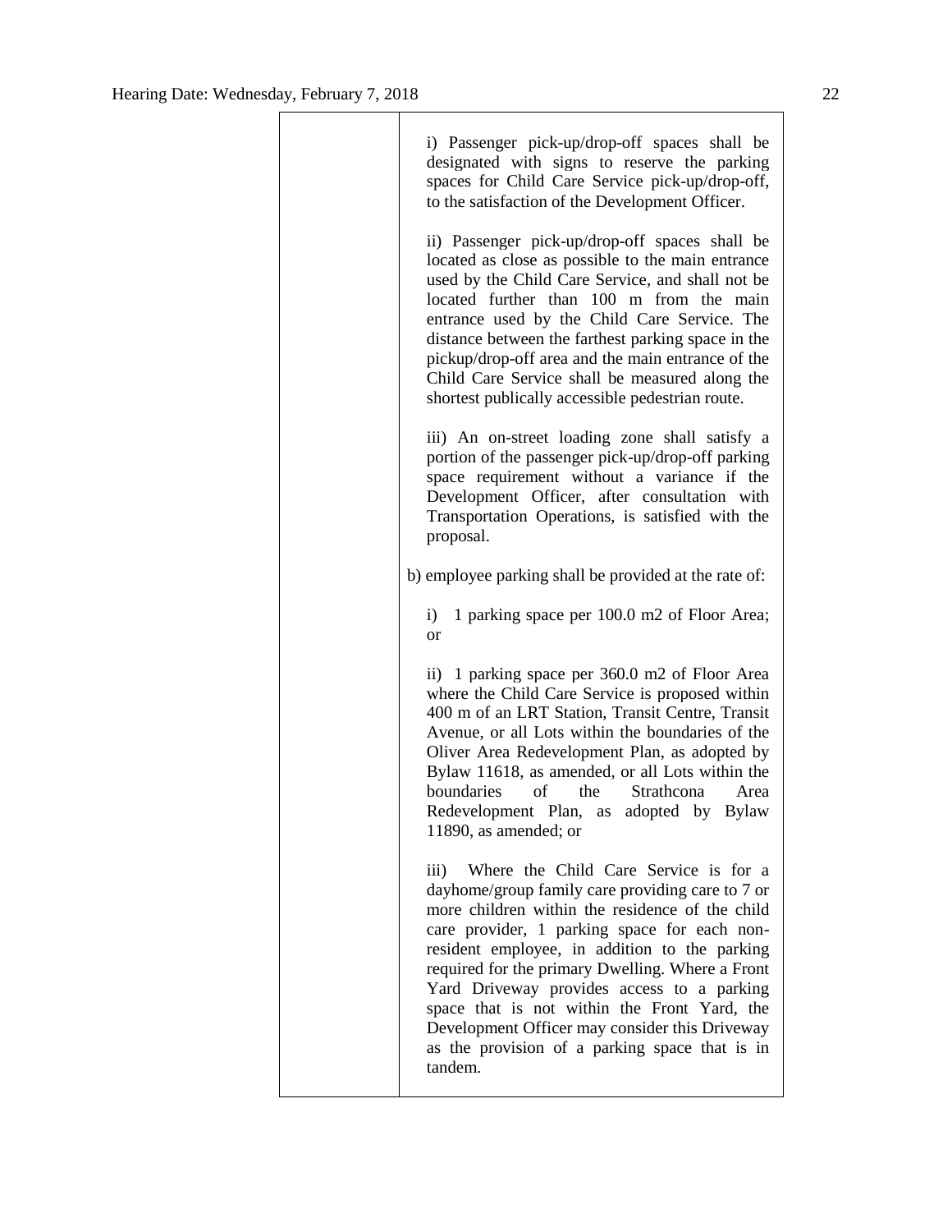| | i) Passenger pick-up/drop-off spaces shall be designated with signs to reserve the parking spaces for Child Care Service pick-up/drop-off, to the satisfaction of the Development Officer.<br><br>ii) Passenger pick-up/drop-off spaces shall be located as close as possible to the main entrance used by the Child Care Service, and shall not be located further than 100 m from the main entrance used by the Child Care Service. The distance between the farthest parking space in the pickup/drop-off area and the main entrance of the Child Care Service shall be measured along the shortest publically accessible pedestrian route.<br><br>iii) An on-street loading zone shall satisfy a portion of the passenger pick-up/drop-off parking space requirement without a variance if the Development Officer, after consultation with Transportation Operations, is satisfied with the proposal.<br><br>b) employee parking shall be provided at the rate of:<br><br>i) 1 parking space per 100.0 m2 of Floor Area; or<br><br>ii) 1 parking space per 360.0 m2 of Floor Area where the Child Care Service is proposed within 400 m of an LRT Station, Transit Centre, Transit Avenue, or all Lots within the boundaries of the Oliver Area Redevelopment Plan, as adopted by Bylaw 11618, as amended, or all Lots within the boundaries of the Strathcona Area Redevelopment Plan, as adopted by Bylaw 11890, as amended; or<br><br>iii) Where the Child Care Service is for a dayhome/group family care providing care to 7 or more children within the residence of the child care provider, 1 parking space for each non-resident employee, in addition to the parking required for the primary Dwelling. Where a Front Yard Driveway provides access to a parking space that is not within the Front Yard, the Development Officer may consider this Driveway as the provision of a parking space that is in tandem. |
|---|---|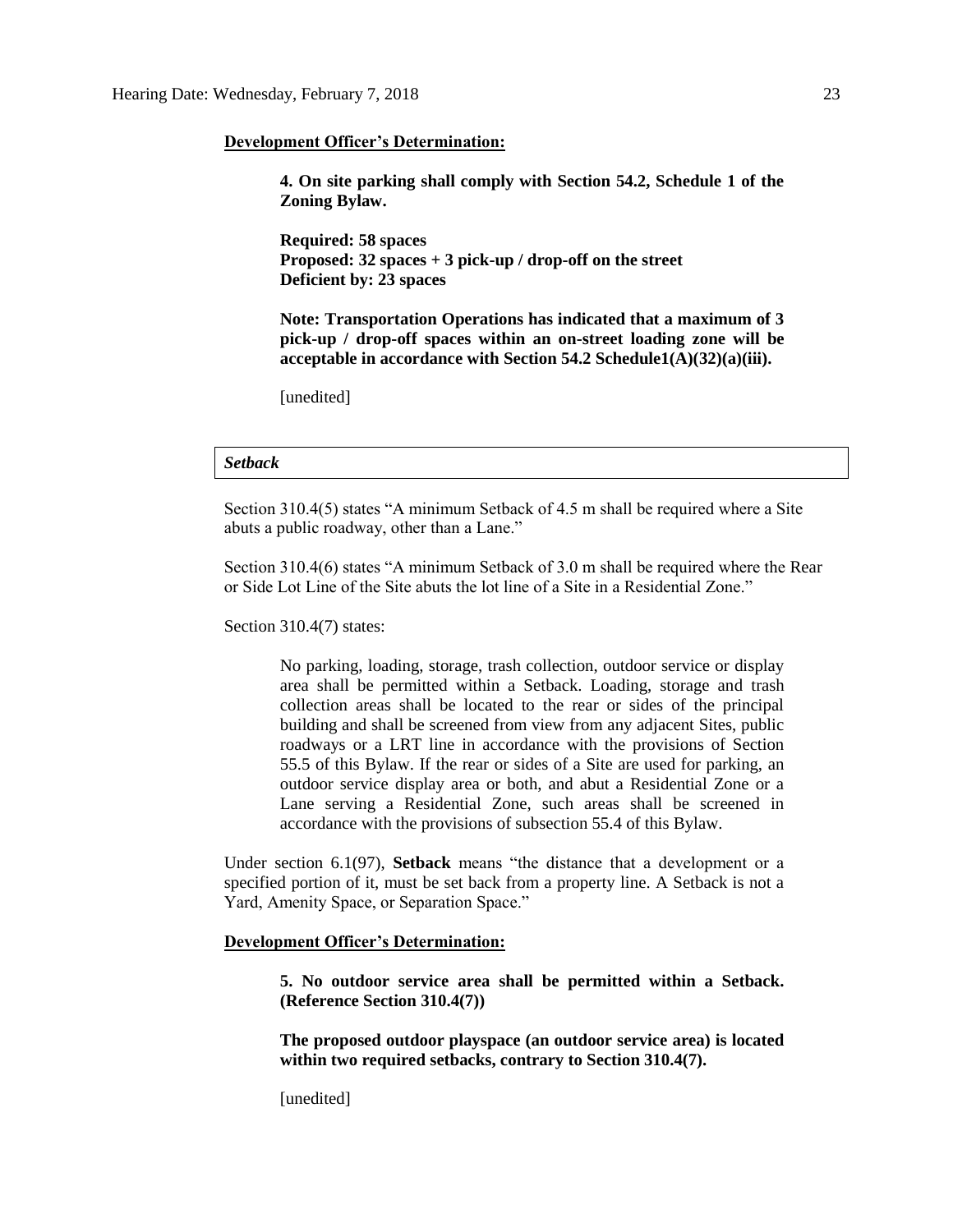**<u>Development Officer's Determination:</u>**

> **4. On site parking shall comply with Section 54.2, Schedule 1 of the Zoning Bylaw.**
>
> **Required: 58 spaces**
> **Proposed: 32 spaces + 3 pick-up / drop-off on the street**
> **Deficient by: 23 spaces**
>
> **Note: Transportation Operations has indicated that a maximum of 3 pick-up / drop-off spaces within an on-street loading zone will be acceptable in accordance with Section 54.2 Schedule1(A)(32)(a)(iii).**
>
> [unedited]

***Setback***

Section 310.4(5) states "A minimum Setback of 4.5 m shall be required where a Site abuts a public roadway, other than a Lane."

Section 310.4(6) states "A minimum Setback of 3.0 m shall be required where the Rear or Side Lot Line of the Site abuts the lot line of a Site in a Residential Zone."

Section 310.4(7) states:

> No parking, loading, storage, trash collection, outdoor service or display area shall be permitted within a Setback. Loading, storage and trash collection areas shall be located to the rear or sides of the principal building and shall be screened from view from any adjacent Sites, public roadways or a LRT line in accordance with the provisions of Section 55.5 of this Bylaw. If the rear or sides of a Site are used for parking, an outdoor service display area or both, and abut a Residential Zone or a Lane serving a Residential Zone, such areas shall be screened in accordance with the provisions of subsection 55.4 of this Bylaw.

Under section 6.1(97), **Setback** means "the distance that a development or a specified portion of it, must be set back from a property line. A Setback is not a Yard, Amenity Space, or Separation Space."

**<u>Development Officer's Determination:</u>**

> **5. No outdoor service area shall be permitted within a Setback. (Reference Section 310.4(7))**
>
> **The proposed outdoor playspace (an outdoor service area) is located within two required setbacks, contrary to Section 310.4(7).**
>
> [unedited]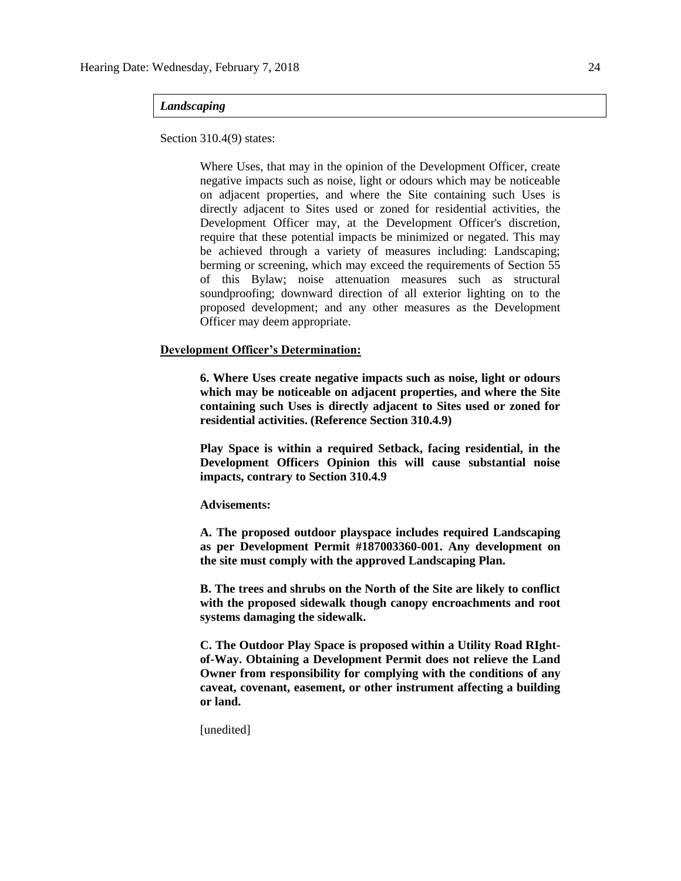***Landscaping***

Section 310.4(9) states:

> Where Uses, that may in the opinion of the Development Officer, create negative impacts such as noise, light or odours which may be noticeable on adjacent properties, and where the Site containing such Uses is directly adjacent to Sites used or zoned for residential activities, the Development Officer may, at the Development Officer's discretion, require that these potential impacts be minimized or negated. This may be achieved through a variety of measures including: Landscaping; berming or screening, which may exceed the requirements of Section 55 of this Bylaw; noise attenuation measures such as structural soundproofing; downward direction of all exterior lighting on to the proposed development; and any other measures as the Development Officer may deem appropriate.

**<u>Development Officer's Determination:</u>**

> **6. Where Uses create negative impacts such as noise, light or odours which may be noticeable on adjacent properties, and where the Site containing such Uses is directly adjacent to Sites used or zoned for residential activities. (Reference Section 310.4.9)**
>
> **Play Space is within a required Setback, facing residential, in the Development Officers Opinion this will cause substantial noise impacts, contrary to Section 310.4.9**
>
> **Advisements:**
>
> **A. The proposed outdoor playspace includes required Landscaping as per Development Permit #187003360-001. Any development on the site must comply with the approved Landscaping Plan.**
>
> **B. The trees and shrubs on the North of the Site are likely to conflict with the proposed sidewalk though canopy encroachments and root systems damaging the sidewalk.**
>
> **C. The Outdoor Play Space is proposed within a Utility Road RIght-of-Way. Obtaining a Development Permit does not relieve the Land Owner from responsibility for complying with the conditions of any caveat, covenant, easement, or other instrument affecting a building or land.**
>
> [unedited]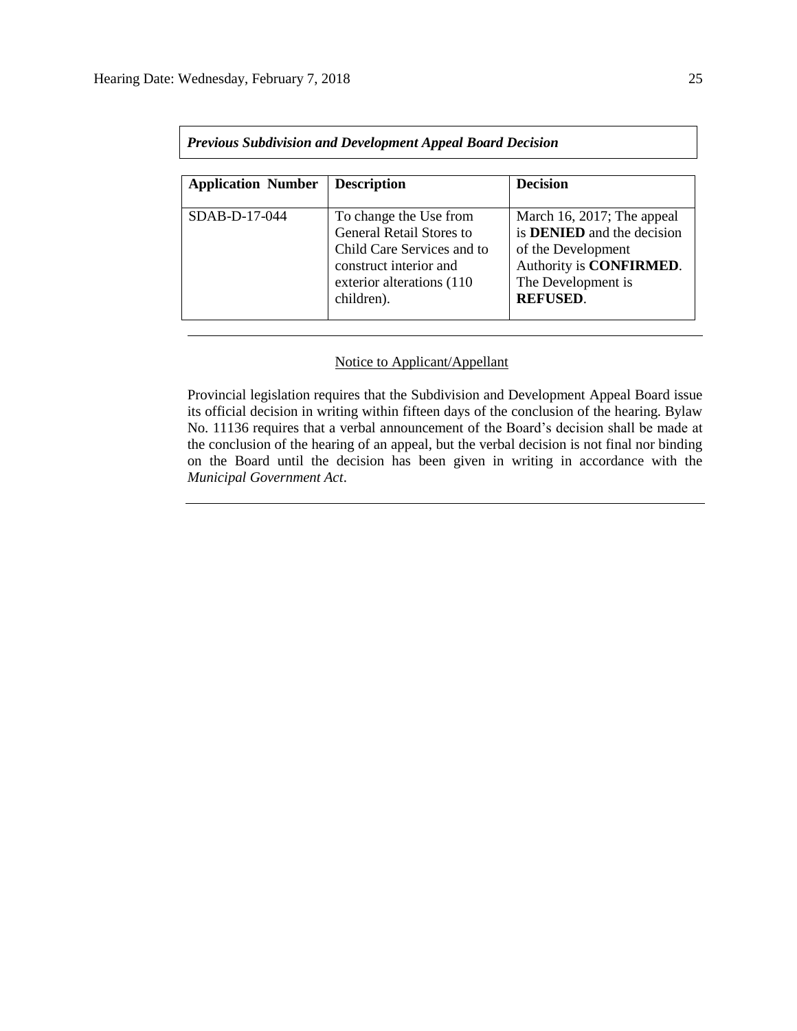***Previous Subdivision and Development Appeal Board Decision***

| **Application Number** | **Description** | **Decision** |
|---|---|---|
| SDAB-D-17-044 | To change the Use from General Retail Stores to Child Care Services and to construct interior and exterior alterations (110 children). | March 16, 2017; The appeal is **DENIED** and the decision of the Development Authority is **CONFIRMED**. The Development is **REFUSED**. |

---

Notice to Applicant/Appellant

Provincial legislation requires that the Subdivision and Development Appeal Board issue its official decision in writing within fifteen days of the conclusion of the hearing. Bylaw No. 11136 requires that a verbal announcement of the Board's decision shall be made at the conclusion of the hearing of an appeal, but the verbal decision is not final nor binding on the Board until the decision has been given in writing in accordance with the *Municipal Government Act*.

---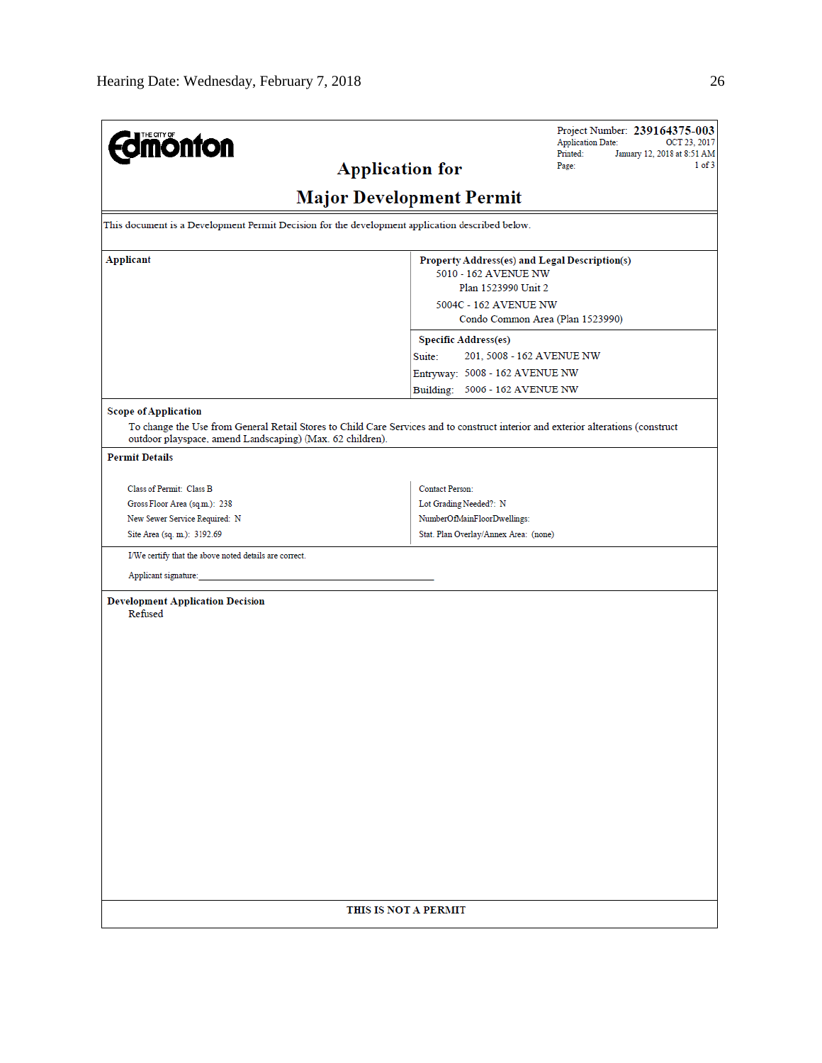THE CITY OF Edmonton

# Application for

# Major Development Permit

Project Number: **239164375-003**
Application Date: OCT 23, 2017
Printed: January 12, 2018 at 8:51 AM
Page: 1 of 3

This document is a Development Permit Decision for the development application described below.

**Applicant**

**Property Address(es) and Legal Description(s)**

5010 - 162 AVENUE NW
Plan 1523990 Unit 2

5004C - 162 AVENUE NW
Condo Common Area (Plan 1523990)

**Specific Address(es)**

Suite: 201, 5008 - 162 AVENUE NW
Entryway: 5008 - 162 AVENUE NW
Building: 5006 - 162 AVENUE NW

**Scope of Application**

To change the Use from General Retail Stores to Child Care Services and to construct interior and exterior alterations (construct outdoor playspace, amend Landscaping) (Max. 62 children).

**Permit Details**

Class of Permit: Class B
Gross Floor Area (sq.m.): 238
New Sewer Service Required: N
Site Area (sq. m.): 3192.69

Contact Person:
Lot Grading Needed?: N
NumberOfMainFloorDwellings:
Stat. Plan Overlay/Annex Area: (none)

I/We certify that the above noted details are correct.

Applicant signature:_______________________________________________

**Development Application Decision**

Refused

**THIS IS NOT A PERMIT**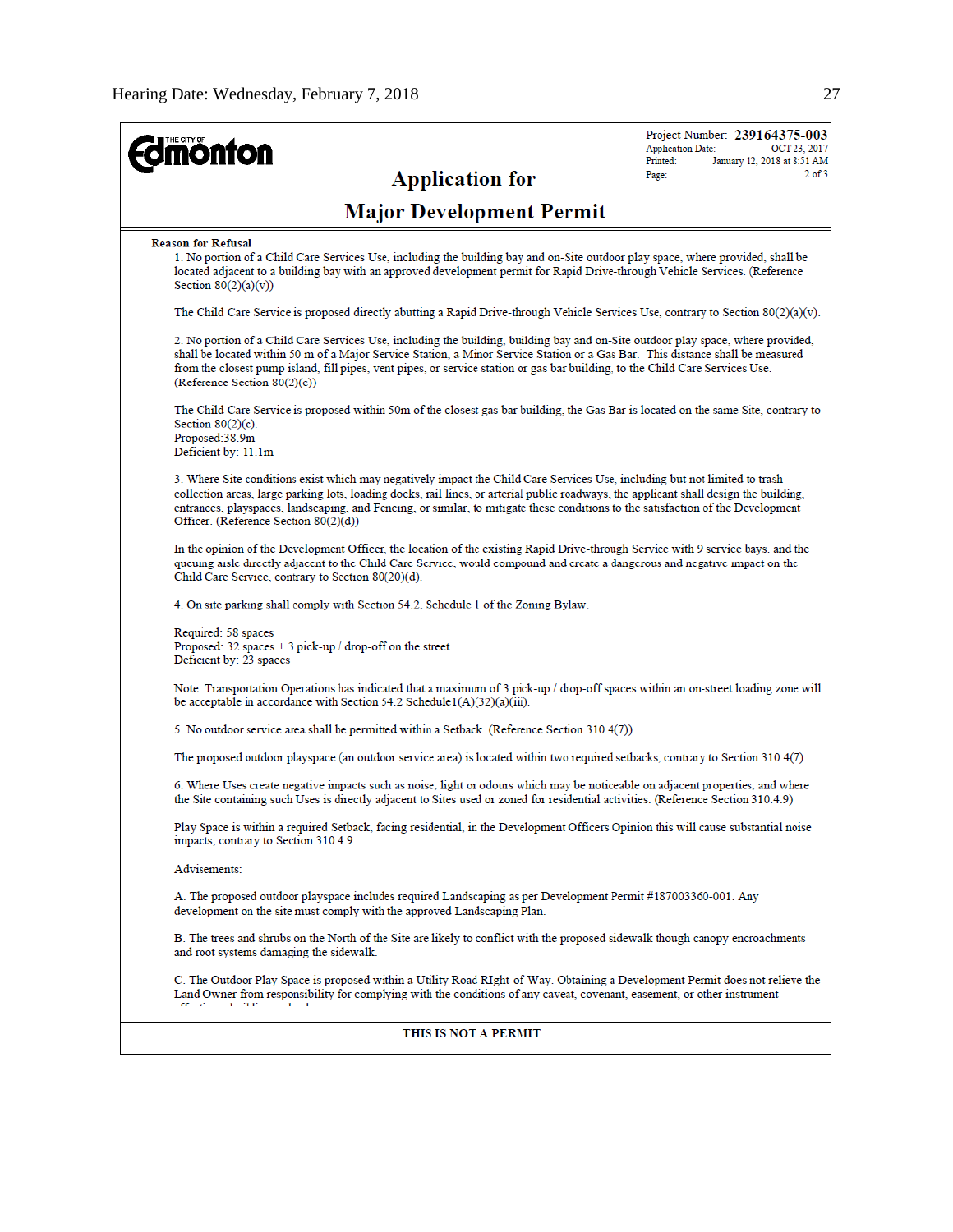Project Number: **239164375-003**
Application Date: OCT 23, 2017
Printed: January 12, 2018 at 8:51 AM

# Application for

# Major Development Permit

**Reason for Refusal**

1. No portion of a Child Care Services Use, including the building bay and on-Site outdoor play space, where provided, shall be located adjacent to a building bay with an approved development permit for Rapid Drive-through Vehicle Services. (Reference Section 80(2)(a)(v))

The Child Care Service is proposed directly abutting a Rapid Drive-through Vehicle Services Use, contrary to Section 80(2)(a)(v).

2. No portion of a Child Care Services Use, including the building, building bay and on-Site outdoor play space, where provided, shall be located within 50 m of a Major Service Station, a Minor Service Station or a Gas Bar. This distance shall be measured from the closest pump island, fill pipes, vent pipes, or service station or gas bar building, to the Child Care Services Use. (Reference Section 80(2)(c))

The Child Care Service is proposed within 50m of the closest gas bar building, the Gas Bar is located on the same Site, contrary to Section 80(2)(c).
Proposed:38.9m
Deficient by: 11.1m

3. Where Site conditions exist which may negatively impact the Child Care Services Use, including but not limited to trash collection areas, large parking lots, loading docks, rail lines, or arterial public roadways, the applicant shall design the building, entrances, playspaces, landscaping, and Fencing, or similar, to mitigate these conditions to the satisfaction of the Development Officer. (Reference Section 80(2)(d))

In the opinion of the Development Officer, the location of the existing Rapid Drive-through Service with 9 service bays. and the queuing aisle directly adjacent to the Child Care Service, would compound and create a dangerous and negative impact on the Child Care Service, contrary to Section 80(20)(d).

4. On site parking shall comply with Section 54.2. Schedule 1 of the Zoning Bylaw.

Required: 58 spaces
Proposed: 32 spaces + 3 pick-up / drop-off on the street
Deficient by: 23 spaces

Note: Transportation Operations has indicated that a maximum of 3 pick-up / drop-off spaces within an on-street loading zone will be acceptable in accordance with Section 54.2 Schedule1(A)(32)(a)(iii).

5. No outdoor service area shall be permitted within a Setback. (Reference Section 310.4(7))

The proposed outdoor playspace (an outdoor service area) is located within two required setbacks, contrary to Section 310.4(7).

6. Where Uses create negative impacts such as noise, light or odours which may be noticeable on adjacent properties, and where the Site containing such Uses is directly adjacent to Sites used or zoned for residential activities. (Reference Section 310.4.9)

Play Space is within a required Setback, facing residential, in the Development Officers Opinion this will cause substantial noise impacts, contrary to Section 310.4.9

Advisements:

A. The proposed outdoor playspace includes required Landscaping as per Development Permit #187003360-001. Any development on the site must comply with the approved Landscaping Plan.

B. The trees and shrubs on the North of the Site are likely to conflict with the proposed sidewalk though canopy encroachments and root systems damaging the sidewalk.

C. The Outdoor Play Space is proposed within a Utility Road RIght-of-Way. Obtaining a Development Permit does not relieve the Land Owner from responsibility for complying with the conditions of any caveat, covenant, easement, or other instrument

**THIS IS NOT A PERMIT**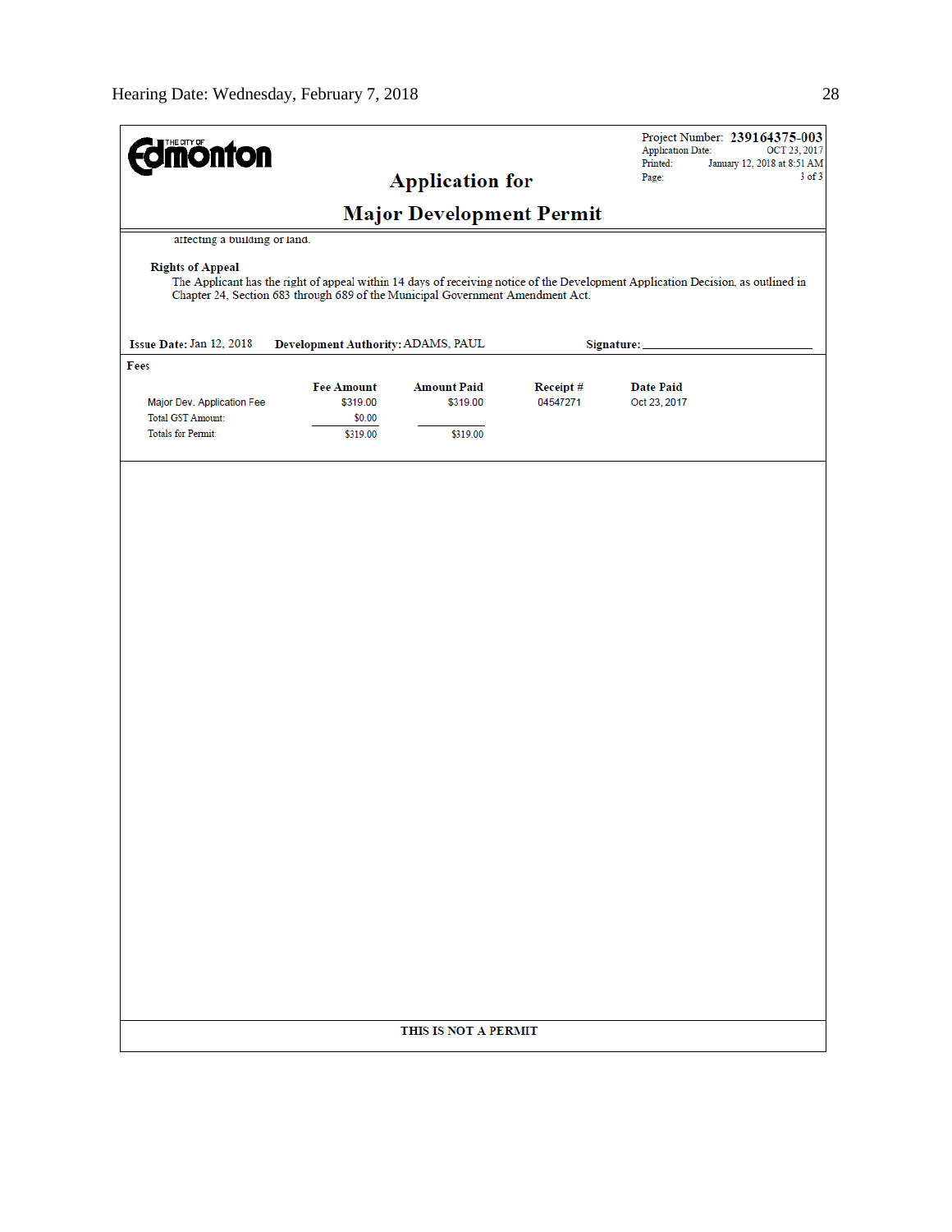**Edmonton** (THE CITY OF)

Project Number: **239164375-003**
Application Date: OCT 23, 2017
Printed: January 12, 2018 at 8:51 AM

# Application for

# Major Development Permit

affecting a building or land.

**Rights of Appeal**

The Applicant has the right of appeal within 14 days of receiving notice of the Development Application Decision, as outlined in Chapter 24, Section 683 through 689 of the Municipal Government Amendment Act.

**Issue Date:** Jan 12, 2018 **Development Authority:** ADAMS, PAUL **Signature:** ____________________

**Fees**

| | Fee Amount | Amount Paid | Receipt # | Date Paid |
|---|---|---|---|---|
| Major Dev. Application Fee | $319.00 | $319.00 | 04547271 | Oct 23, 2017 |
| Total GST Amount: | $0.00 | | | |
| Totals for Permit: | $319.00 | $319.00 | | |

**THIS IS NOT A PERMIT**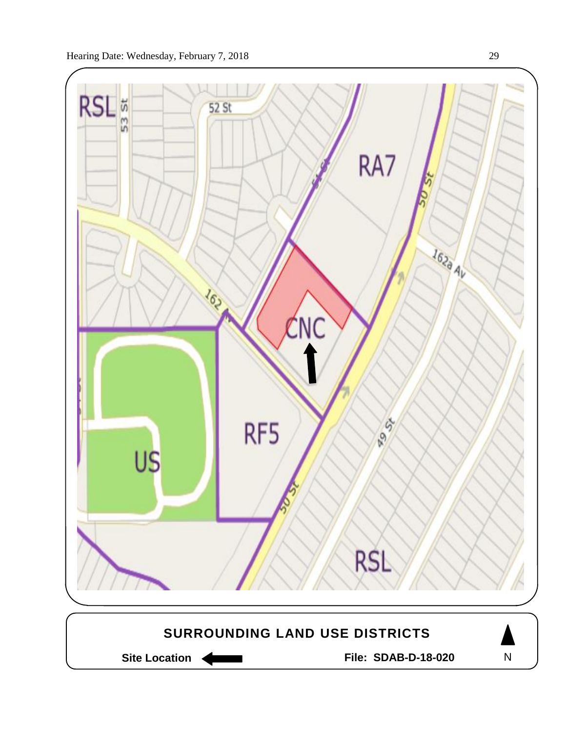RSL

53 St

52 St

51 St

RA7

50 St

162a Av

162 Av

CNC

RF5

US

50 St

49 St

RSL

**SURROUNDING LAND USE DISTRICTS**

**Site Location** ⬅

**File: SDAB-D-18-020**

N